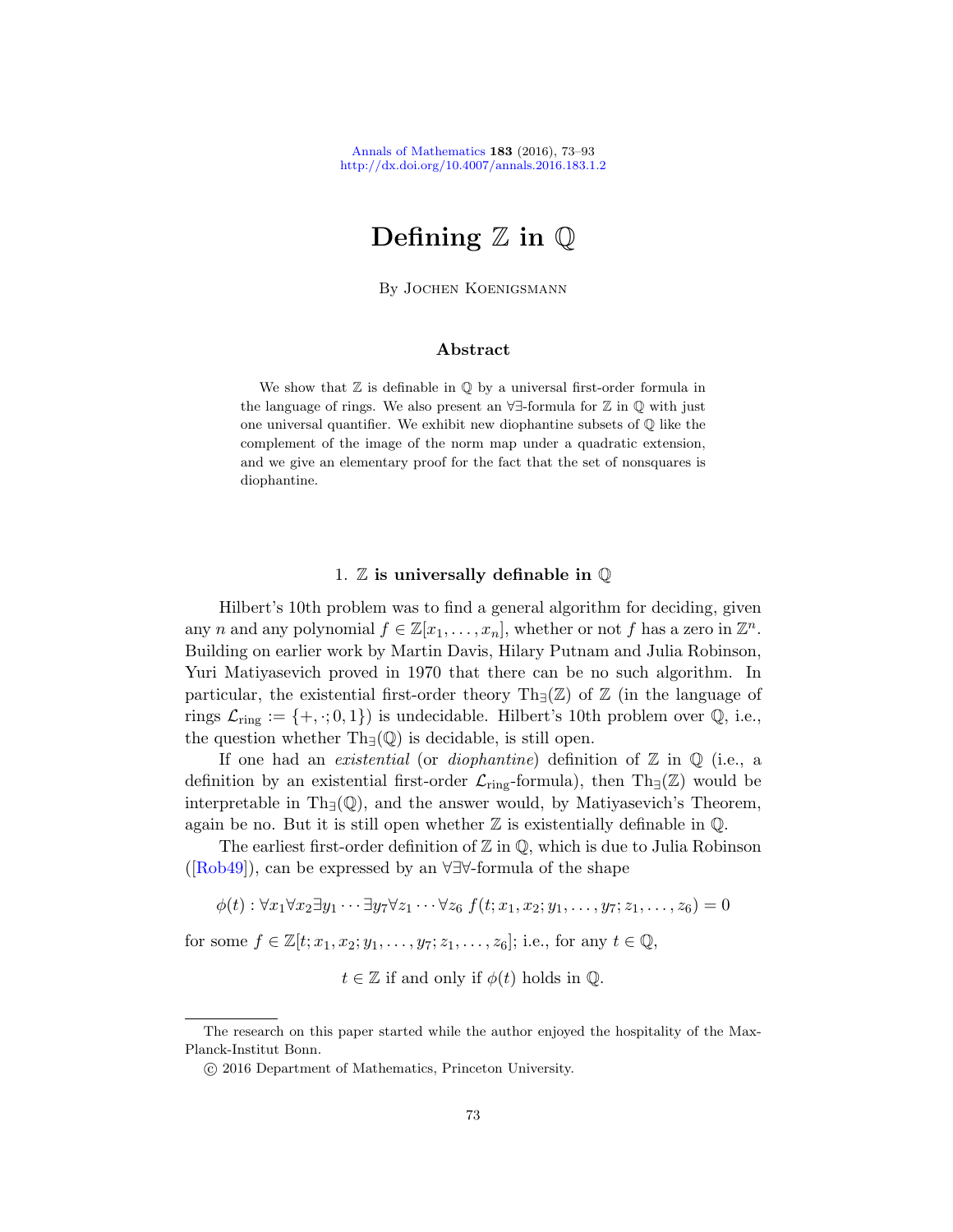# Defining $\mathbb{Z}$ in $\mathbb{Q}$

By Jochen Koenigsmann

### Abstract

We show that $\mathbb{Z}$ is definable in $\mathbb{Q}$ by a universal first-order formula in the language of rings. We also present an $\forall\exists$-formula for $\mathbb{Z}$ in $\mathbb{Q}$ with just one universal quantifier. We exhibit new diophantine subsets of $\mathbb{Q}$ like the complement of the image of the norm map under a quadratic extension, and we give an elementary proof for the fact that the set of nonsquares is diophantine.

## 1. $\mathbb{Z}$ is universally definable in $\mathbb{Q}$

Hilbert's 10th problem was to find a general algorithm for deciding, given any $n$ and any polynomial $f \in \mathbb{Z}[x_1, \ldots, x_n]$, whether or not $f$ has a zero in $\mathbb{Z}^n$. Building on earlier work by Martin Davis, Hilary Putnam and Julia Robinson, Yuri Matiyasevich proved in 1970 that there can be no such algorithm. In particular, the existential first-order theory $\mathrm{Th}_\exists(\mathbb{Z})$ of $\mathbb{Z}$ (in the language of rings $\mathcal{L}_{\mathrm{ring}} := \{+, \cdot; 0, 1\}$) is undecidable. Hilbert's 10th problem over $\mathbb{Q}$, i.e., the question whether $\mathrm{Th}_\exists(\mathbb{Q})$ is decidable, is still open.

If one had an *existential* (or *diophantine*) definition of $\mathbb{Z}$ in $\mathbb{Q}$ (i.e., a definition by an existential first-order $\mathcal{L}_{\mathrm{ring}}$-formula), then $\mathrm{Th}_\exists(\mathbb{Z})$ would be interpretable in $\mathrm{Th}_\exists(\mathbb{Q})$, and the answer would, by Matiyasevich's Theorem, again be no. But it is still open whether $\mathbb{Z}$ is existentially definable in $\mathbb{Q}$.

The earliest first-order definition of $\mathbb{Z}$ in $\mathbb{Q}$, which is due to Julia Robinson ([Rob49]), can be expressed by an $\forall\exists\forall$-formula of the shape

$$\phi(t) : \forall x_1 \forall x_2 \exists y_1 \cdots \exists y_7 \forall z_1 \cdots \forall z_6 \; f(t; x_1, x_2; y_1, \ldots, y_7; z_1, \ldots, z_6) = 0$$

for some $f \in \mathbb{Z}[t; x_1, x_2; y_1, \ldots, y_7; z_1, \ldots, z_6]$; i.e., for any $t \in \mathbb{Q}$,

$$t \in \mathbb{Z} \text{ if and only if } \phi(t) \text{ holds in } \mathbb{Q}.$$

---

The research on this paper started while the author enjoyed the hospitality of the Max-Planck-Institut Bonn.

© 2016 Department of Mathematics, Princeton University.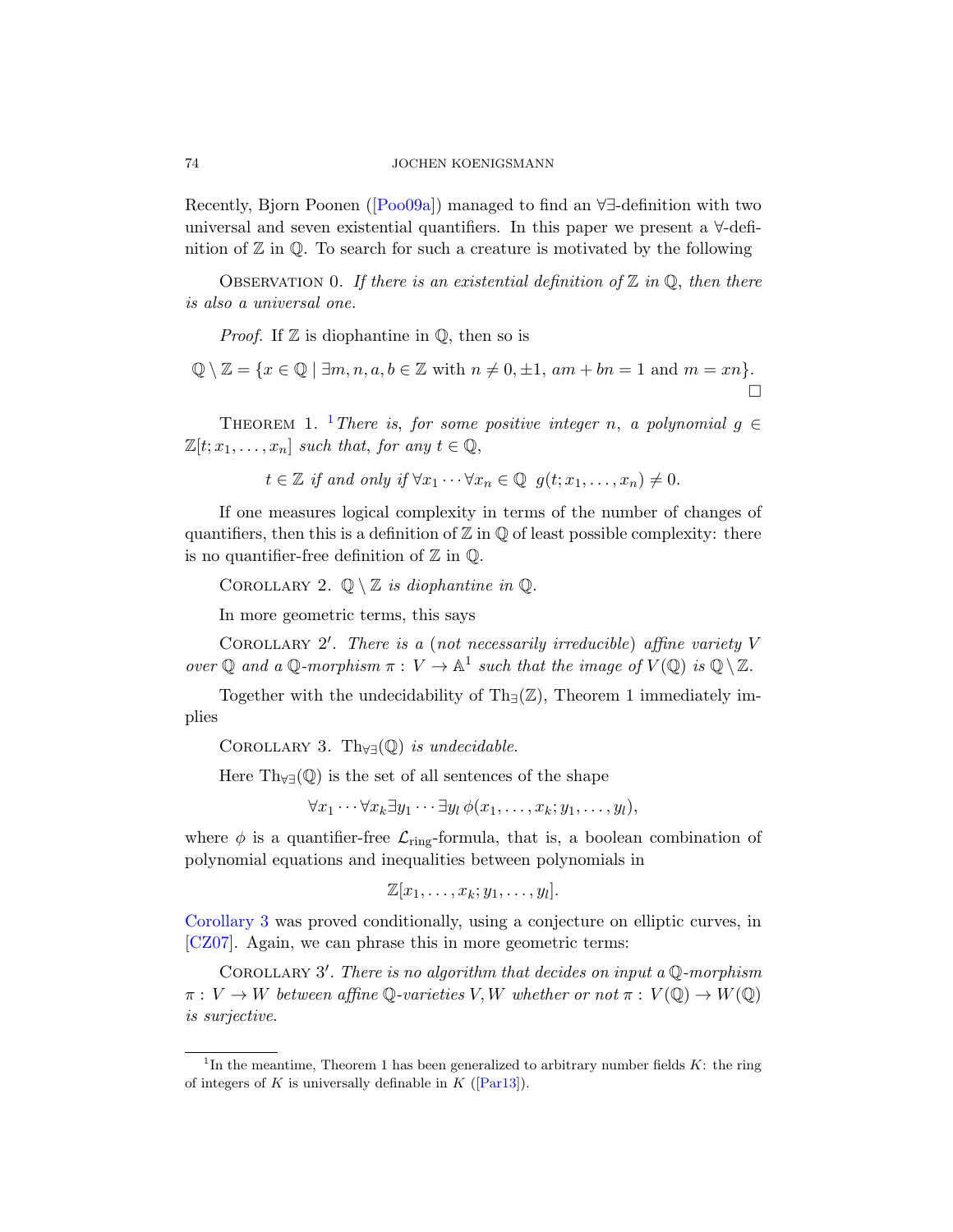Recently, Bjorn Poonen ([Poo09a]) managed to find an $\forall\exists$-definition with two universal and seven existential quantifiers. In this paper we present a $\forall$-definition of $\mathbb{Z}$ in $\mathbb{Q}$. To search for such a creature is motivated by the following

Observation 0. *If there is an existential definition of $\mathbb{Z}$ in $\mathbb{Q}$, then there is also a universal one.*

*Proof.* If $\mathbb{Z}$ is diophantine in $\mathbb{Q}$, then so is

$$\mathbb{Q} \setminus \mathbb{Z} = \{x \in \mathbb{Q} \mid \exists m, n, a, b \in \mathbb{Z} \text{ with } n \neq 0, \pm 1,\ am + bn = 1 \text{ and } m = xn\}.$$

□

Theorem 1. [1] *There is, for some positive integer $n$, a polynomial $g \in \mathbb{Z}[t; x_1, \ldots, x_n]$ such that, for any $t \in \mathbb{Q}$,*

$$t \in \mathbb{Z} \text{ if and only if } \forall x_1 \cdots \forall x_n \in \mathbb{Q} \;\; g(t; x_1, \ldots, x_n) \neq 0.$$

If one measures logical complexity in terms of the number of changes of quantifiers, then this is a definition of $\mathbb{Z}$ in $\mathbb{Q}$ of least possible complexity: there is no quantifier-free definition of $\mathbb{Z}$ in $\mathbb{Q}$.

Corollary 2. *$\mathbb{Q} \setminus \mathbb{Z}$ is diophantine in $\mathbb{Q}$.*

In more geometric terms, this says

Corollary 2′. *There is a (not necessarily irreducible) affine variety $V$ over $\mathbb{Q}$ and a $\mathbb{Q}$-morphism $\pi : V \to \mathbb{A}^1$ such that the image of $V(\mathbb{Q})$ is $\mathbb{Q} \setminus \mathbb{Z}$.*

Together with the undecidability of $\mathrm{Th}_{\exists}(\mathbb{Z})$, Theorem 1 immediately implies

Corollary 3. *$\mathrm{Th}_{\forall\exists}(\mathbb{Q})$ is undecidable.*

Here $\mathrm{Th}_{\forall\exists}(\mathbb{Q})$ is the set of all sentences of the shape

$$\forall x_1 \cdots \forall x_k \exists y_1 \cdots \exists y_l \, \phi(x_1, \ldots, x_k; y_1, \ldots, y_l),$$

where $\phi$ is a quantifier-free $\mathcal{L}_{\text{ring}}$-formula, that is, a boolean combination of polynomial equations and inequalities between polynomials in

$$\mathbb{Z}[x_1, \ldots, x_k; y_1, \ldots, y_l].$$

Corollary 3 was proved conditionally, using a conjecture on elliptic curves, in [CZ07]. Again, we can phrase this in more geometric terms:

Corollary 3′. *There is no algorithm that decides on input a $\mathbb{Q}$-morphism $\pi : V \to W$ between affine $\mathbb{Q}$-varieties $V, W$ whether or not $\pi : V(\mathbb{Q}) \to W(\mathbb{Q})$ is surjective.*

---

[1] In the meantime, Theorem 1 has been generalized to arbitrary number fields $K$: the ring of integers of $K$ is universally definable in $K$ ([Par13]).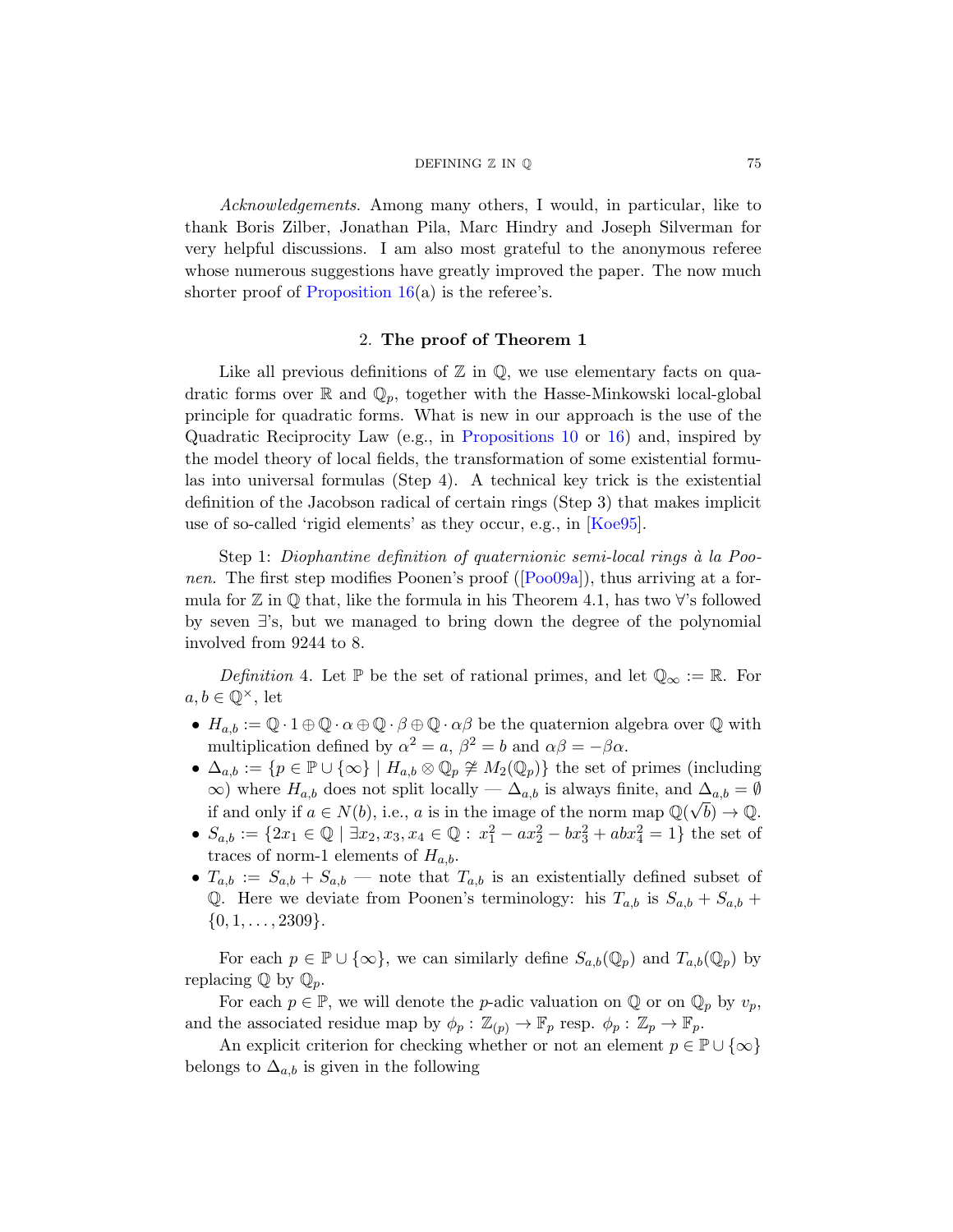*Acknowledgements.* Among many others, I would, in particular, like to thank Boris Zilber, Jonathan Pila, Marc Hindry and Joseph Silverman for very helpful discussions. I am also most grateful to the anonymous referee whose numerous suggestions have greatly improved the paper. The now much shorter proof of Proposition 16(a) is the referee's.

## 2. The proof of Theorem 1

Like all previous definitions of $\mathbb{Z}$ in $\mathbb{Q}$, we use elementary facts on quadratic forms over $\mathbb{R}$ and $\mathbb{Q}_p$, together with the Hasse-Minkowski local-global principle for quadratic forms. What is new in our approach is the use of the Quadratic Reciprocity Law (e.g., in Propositions 10 or 16) and, inspired by the model theory of local fields, the transformation of some existential formulas into universal formulas (Step 4). A technical key trick is the existential definition of the Jacobson radical of certain rings (Step 3) that makes implicit use of so-called 'rigid elements' as they occur, e.g., in [Koe95].

Step 1: *Diophantine definition of quaternionic semi-local rings à la Poonen.* The first step modifies Poonen's proof ([Poo09a]), thus arriving at a formula for $\mathbb{Z}$ in $\mathbb{Q}$ that, like the formula in his Theorem 4.1, has two $\forall$'s followed by seven $\exists$'s, but we managed to bring down the degree of the polynomial involved from 9244 to 8.

*Definition* 4. Let $\mathbb{P}$ be the set of rational primes, and let $\mathbb{Q}_\infty := \mathbb{R}$. For $a, b \in \mathbb{Q}^\times$, let

- $H_{a,b} := \mathbb{Q}\cdot 1 \oplus \mathbb{Q}\cdot\alpha \oplus \mathbb{Q}\cdot\beta \oplus \mathbb{Q}\cdot\alpha\beta$ be the quaternion algebra over $\mathbb{Q}$ with multiplication defined by $\alpha^2 = a$, $\beta^2 = b$ and $\alpha\beta = -\beta\alpha$.
- $\Delta_{a,b} := \{p \in \mathbb{P}\cup\{\infty\} \mid H_{a,b}\otimes\mathbb{Q}_p \not\cong M_2(\mathbb{Q}_p)\}$ the set of primes (including $\infty$) where $H_{a,b}$ does not split locally — $\Delta_{a,b}$ is always finite, and $\Delta_{a,b} = \emptyset$ if and only if $a \in N(b)$, i.e., $a$ is in the image of the norm map $\mathbb{Q}(\sqrt{b}) \to \mathbb{Q}$.
- $S_{a,b} := \{2x_1 \in \mathbb{Q} \mid \exists x_2, x_3, x_4 \in \mathbb{Q} : x_1^2 - ax_2^2 - bx_3^2 + abx_4^2 = 1\}$ the set of traces of norm-1 elements of $H_{a,b}$.
- $T_{a,b} := S_{a,b} + S_{a,b}$ — note that $T_{a,b}$ is an existentially defined subset of $\mathbb{Q}$. Here we deviate from Poonen's terminology: his $T_{a,b}$ is $S_{a,b} + S_{a,b} + \{0, 1, \ldots, 2309\}$.

For each $p \in \mathbb{P}\cup\{\infty\}$, we can similarly define $S_{a,b}(\mathbb{Q}_p)$ and $T_{a,b}(\mathbb{Q}_p)$ by replacing $\mathbb{Q}$ by $\mathbb{Q}_p$.

For each $p \in \mathbb{P}$, we will denote the $p$-adic valuation on $\mathbb{Q}$ or on $\mathbb{Q}_p$ by $v_p$, and the associated residue map by $\phi_p : \mathbb{Z}_{(p)} \to \mathbb{F}_p$ resp. $\phi_p : \mathbb{Z}_p \to \mathbb{F}_p$.

An explicit criterion for checking whether or not an element $p \in \mathbb{P}\cup\{\infty\}$ belongs to $\Delta_{a,b}$ is given in the following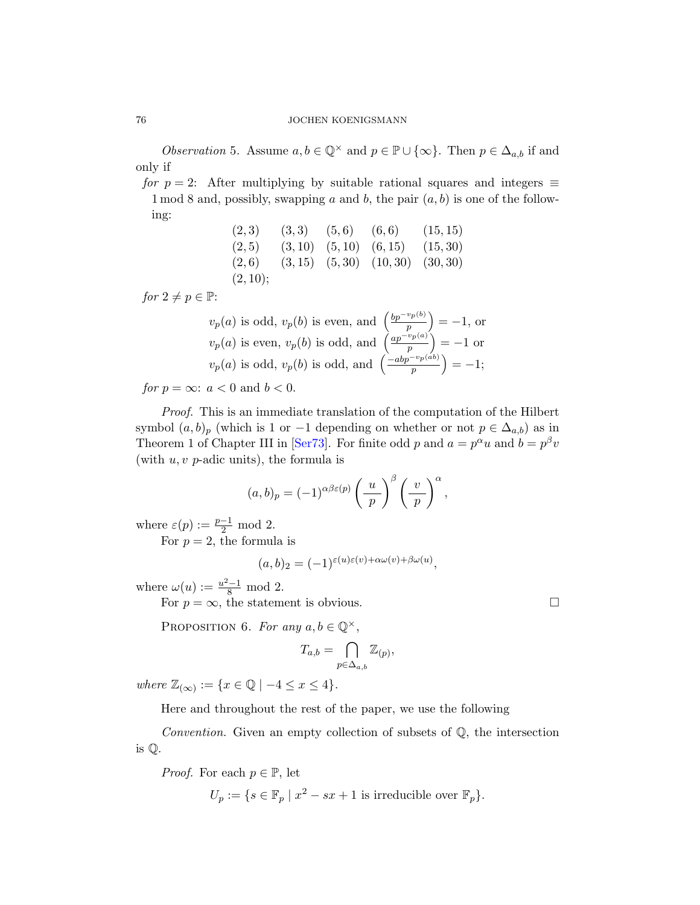*Observation* 5. Assume $a, b \in \mathbb{Q}^\times$ and $p \in \mathbb{P} \cup \{\infty\}$. Then $p \in \Delta_{a,b}$ if and only if

*for* $p = 2$: After multiplying by suitable rational squares and integers $\equiv 1 \bmod 8$ and, possibly, swapping $a$ and $b$, the pair $(a, b)$ is one of the following:

$$\begin{array}{lllll} (2,3) & (3,3) & (5,6) & (6,6) & (15,15) \\ (2,5) & (3,10) & (5,10) & (6,15) & (15,30) \\ (2,6) & (3,15) & (5,30) & (10,30) & (30,30) \\ (2,10); & & & & \end{array}$$

*for* $2 \neq p \in \mathbb{P}$:

$$\begin{aligned} &v_p(a) \text{ is odd, } v_p(b) \text{ is even, and } \left(\frac{bp^{-v_p(b)}}{p}\right) = -1, \text{ or} \\ &v_p(a) \text{ is even, } v_p(b) \text{ is odd, and } \left(\frac{ap^{-v_p(a)}}{p}\right) = -1 \text{ or} \\ &v_p(a) \text{ is odd, } v_p(b) \text{ is odd, and } \left(\frac{-abp^{-v_p(ab)}}{p}\right) = -1; \end{aligned}$$

*for* $p = \infty$: $a < 0$ and $b < 0$.

*Proof.* This is an immediate translation of the computation of the Hilbert symbol $(a, b)_p$ (which is 1 or $-1$ depending on whether or not $p \in \Delta_{a,b}$) as in Theorem 1 of Chapter III in [Ser73]. For finite odd $p$ and $a = p^\alpha u$ and $b = p^\beta v$ (with $u, v$ $p$-adic units), the formula is

$$(a, b)_p = (-1)^{\alpha\beta\varepsilon(p)} \left(\frac{u}{p}\right)^\beta \left(\frac{v}{p}\right)^\alpha,$$

where $\varepsilon(p) := \frac{p-1}{2} \bmod 2$.

For $p = 2$, the formula is

$$(a, b)_2 = (-1)^{\varepsilon(u)\varepsilon(v) + \alpha\omega(v) + \beta\omega(u)},$$

where $\omega(u) := \frac{u^2-1}{8} \bmod 2$.

For $p = \infty$, the statement is obvious. □

Proposition 6. *For any* $a, b \in \mathbb{Q}^\times$,

$$T_{a,b} = \bigcap_{p \in \Delta_{a,b}} \mathbb{Z}_{(p)},$$

*where* $\mathbb{Z}_{(\infty)} := \{x \in \mathbb{Q} \mid -4 \leq x \leq 4\}$.

Here and throughout the rest of the paper, we use the following

*Convention.* Given an empty collection of subsets of $\mathbb{Q}$, the intersection is $\mathbb{Q}$.

*Proof.* For each $p \in \mathbb{P}$, let

$$U_p := \{s \in \mathbb{F}_p \mid x^2 - sx + 1 \text{ is irreducible over } \mathbb{F}_p\}.$$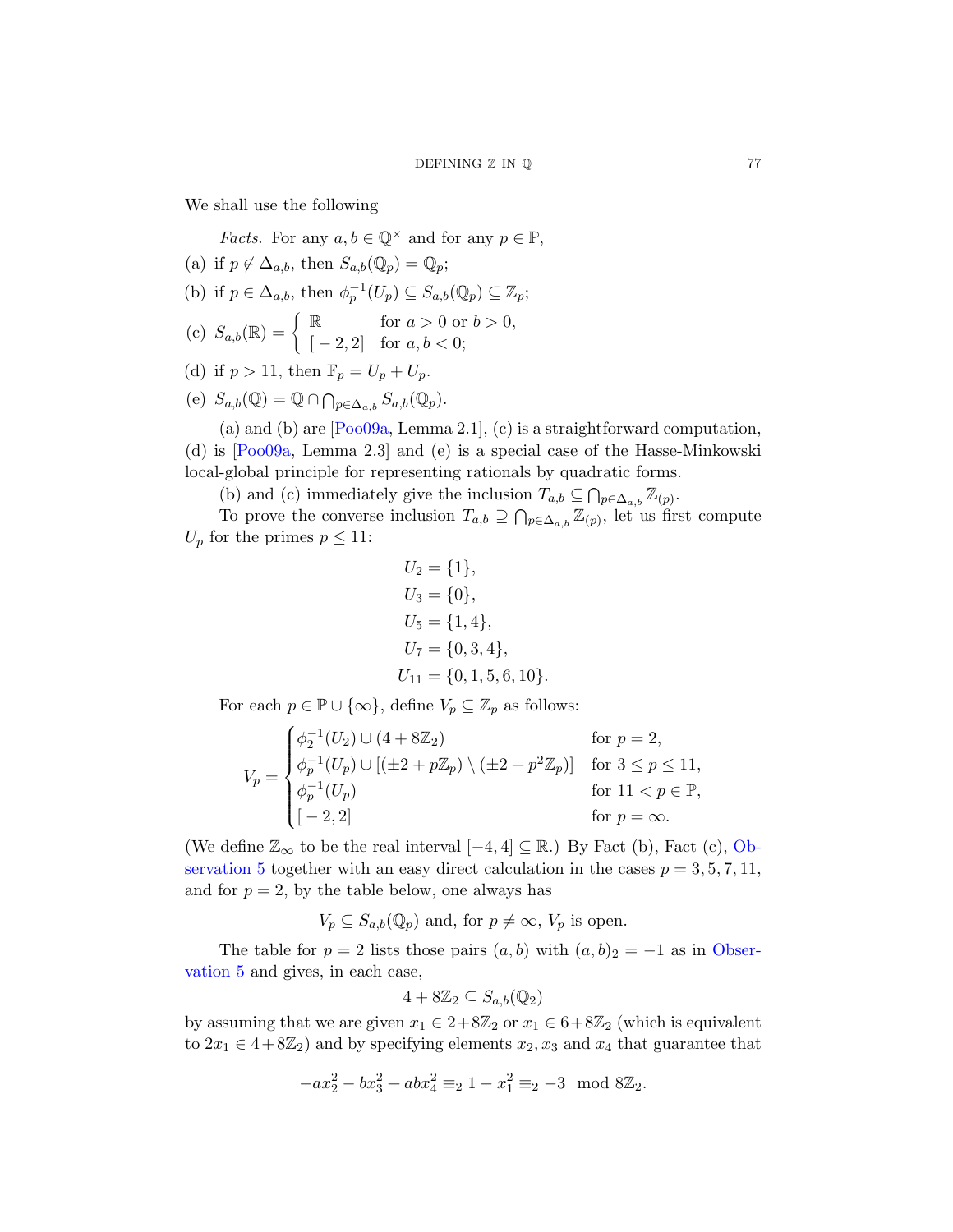We shall use the following

*Facts.* For any $a, b \in \mathbb{Q}^\times$ and for any $p \in \mathbb{P}$,

(a) if $p \notin \Delta_{a,b}$, then $S_{a,b}(\mathbb{Q}_p) = \mathbb{Q}_p$;

(b) if $p \in \Delta_{a,b}$, then $\phi_p^{-1}(U_p) \subseteq S_{a,b}(\mathbb{Q}_p) \subseteq \mathbb{Z}_p$;

(c) $S_{a,b}(\mathbb{R}) = \begin{cases} \mathbb{R} & \text{for } a > 0 \text{ or } b > 0, \\ [-2, 2] & \text{for } a, b < 0; \end{cases}$

(d) if $p > 11$, then $\mathbb{F}_p = U_p + U_p$.

(e) $S_{a,b}(\mathbb{Q}) = \mathbb{Q} \cap \bigcap_{p \in \Delta_{a,b}} S_{a,b}(\mathbb{Q}_p)$.

(a) and (b) are [Poo09a, Lemma 2.1], (c) is a straightforward computation, (d) is [Poo09a, Lemma 2.3] and (e) is a special case of the Hasse-Minkowski local-global principle for representing rationals by quadratic forms.

(b) and (c) immediately give the inclusion $T_{a,b} \subseteq \bigcap_{p \in \Delta_{a,b}} \mathbb{Z}_{(p)}$.

To prove the converse inclusion $T_{a,b} \supseteq \bigcap_{p \in \Delta_{a,b}} \mathbb{Z}_{(p)}$, let us first compute $U_p$ for the primes $p \leq 11$:

$$
\begin{aligned}
U_2 &= \{1\}, \\
U_3 &= \{0\}, \\
U_5 &= \{1, 4\}, \\
U_7 &= \{0, 3, 4\}, \\
U_{11} &= \{0, 1, 5, 6, 10\}.
\end{aligned}
$$

For each $p \in \mathbb{P} \cup \{\infty\}$, define $V_p \subseteq \mathbb{Z}_p$ as follows:

$$
V_p = \begin{cases}
\phi_2^{-1}(U_2) \cup (4 + 8\mathbb{Z}_2) & \text{for } p = 2, \\
\phi_p^{-1}(U_p) \cup [(\pm 2 + p\mathbb{Z}_p) \setminus (\pm 2 + p^2\mathbb{Z}_p)] & \text{for } 3 \leq p \leq 11, \\
\phi_p^{-1}(U_p) & \text{for } 11 < p \in \mathbb{P}, \\
[-2, 2] & \text{for } p = \infty.
\end{cases}
$$

(We define $\mathbb{Z}_\infty$ to be the real interval $[-4, 4] \subseteq \mathbb{R}$.) By Fact (b), Fact (c), Observation 5 together with an easy direct calculation in the cases $p = 3, 5, 7, 11$, and for $p = 2$, by the table below, one always has

$$V_p \subseteq S_{a,b}(\mathbb{Q}_p) \text{ and, for } p \neq \infty,\ V_p \text{ is open.}$$

The table for $p = 2$ lists those pairs $(a, b)$ with $(a, b)_2 = -1$ as in Observation 5 and gives, in each case,

$$4 + 8\mathbb{Z}_2 \subseteq S_{a,b}(\mathbb{Q}_2)$$

by assuming that we are given $x_1 \in 2 + 8\mathbb{Z}_2$ or $x_1 \in 6 + 8\mathbb{Z}_2$ (which is equivalent to $2x_1 \in 4 + 8\mathbb{Z}_2$) and by specifying elements $x_2, x_3$ and $x_4$ that guarantee that

$$-ax_2^2 - bx_3^2 + abx_4^2 \equiv_2 1 - x_1^2 \equiv_2 -3 \mod 8\mathbb{Z}_2.$$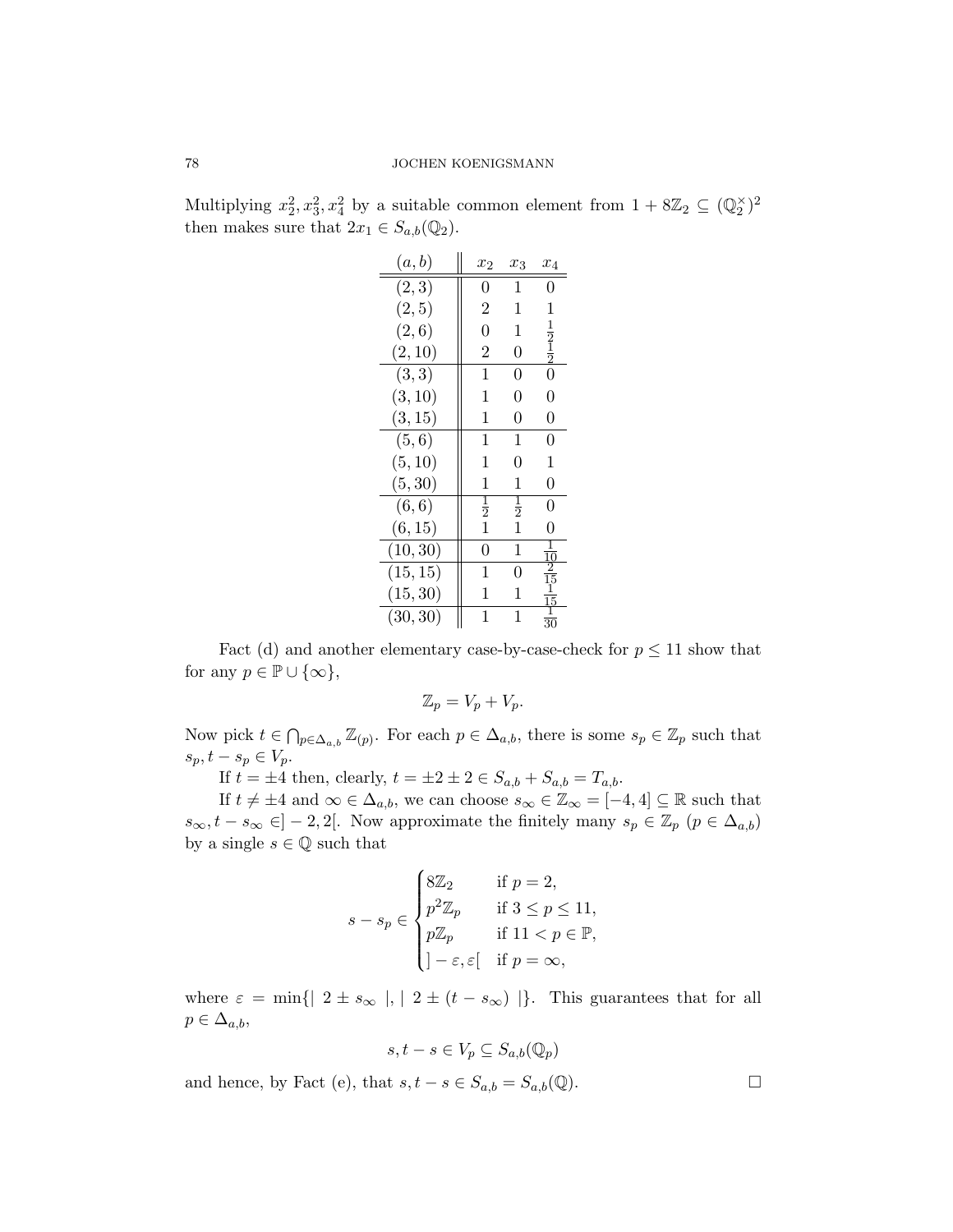Multiplying $x_2^2, x_3^2, x_4^2$ by a suitable common element from $1 + 8\mathbb{Z}_2 \subseteq (\mathbb{Q}_2^\times)^2$ then makes sure that $2x_1 \in S_{a,b}(\mathbb{Q}_2)$.

| $(a,b)$ | $x_2$ | $x_3$ | $x_4$ |
|---|---|---|---|
| $(2,3)$ | 0 | 1 | 0 |
| $(2,5)$ | 2 | 1 | 1 |
| $(2,6)$ | 0 | 1 | $\frac{1}{2}$ |
| $(2,10)$ | 2 | 0 | $\frac{1}{2}$ |
| $(3,3)$ | 1 | 0 | 0 |
| $(3,10)$ | 1 | 0 | 0 |
| $(3,15)$ | 1 | 0 | 0 |
| $(5,6)$ | 1 | 1 | 0 |
| $(5,10)$ | 1 | 0 | 1 |
| $(5,30)$ | 1 | 1 | 0 |
| $(6,6)$ | $\frac{1}{2}$ | $\frac{1}{2}$ | 0 |
| $(6,15)$ | 1 | 1 | 0 |
| $(10,30)$ | 0 | 1 | $\frac{1}{10}$ |
| $(15,15)$ | 1 | 0 | $\frac{2}{15}$ |
| $(15,30)$ | 1 | 1 | $\frac{1}{15}$ |
| $(30,30)$ | 1 | 1 | $\frac{1}{30}$ |

Fact (d) and another elementary case-by-case-check for $p \leq 11$ show that for any $p \in \mathbb{P} \cup \{\infty\}$,

$$\mathbb{Z}_p = V_p + V_p.$$

Now pick $t \in \bigcap_{p \in \Delta_{a,b}} \mathbb{Z}_{(p)}$. For each $p \in \Delta_{a,b}$, there is some $s_p \in \mathbb{Z}_p$ such that $s_p, t - s_p \in V_p$.

If $t = \pm 4$ then, clearly, $t = \pm 2 \pm 2 \in S_{a,b} + S_{a,b} = T_{a,b}$.

If $t \neq \pm 4$ and $\infty \in \Delta_{a,b}$, we can choose $s_\infty \in \mathbb{Z}_\infty = [-4, 4] \subseteq \mathbb{R}$ such that $s_\infty, t - s_\infty \in ]-2, 2[$. Now approximate the finitely many $s_p \in \mathbb{Z}_p$ ($p \in \Delta_{a,b}$) by a single $s \in \mathbb{Q}$ such that

$$s - s_p \in \begin{cases} 8\mathbb{Z}_2 & \text{if } p = 2, \\ p^2\mathbb{Z}_p & \text{if } 3 \leq p \leq 11, \\ p\mathbb{Z}_p & \text{if } 11 < p \in \mathbb{P}, \\ ]-\varepsilon, \varepsilon[ & \text{if } p = \infty, \end{cases}$$

where $\varepsilon = \min\{|\ 2 \pm s_\infty\ |, |\ 2 \pm (t - s_\infty)\ |\}$. This guarantees that for all $p \in \Delta_{a,b}$,

$$s, t - s \in V_p \subseteq S_{a,b}(\mathbb{Q}_p)$$

and hence, by Fact (e), that $s, t - s \in S_{a,b} = S_{a,b}(\mathbb{Q})$. $\square$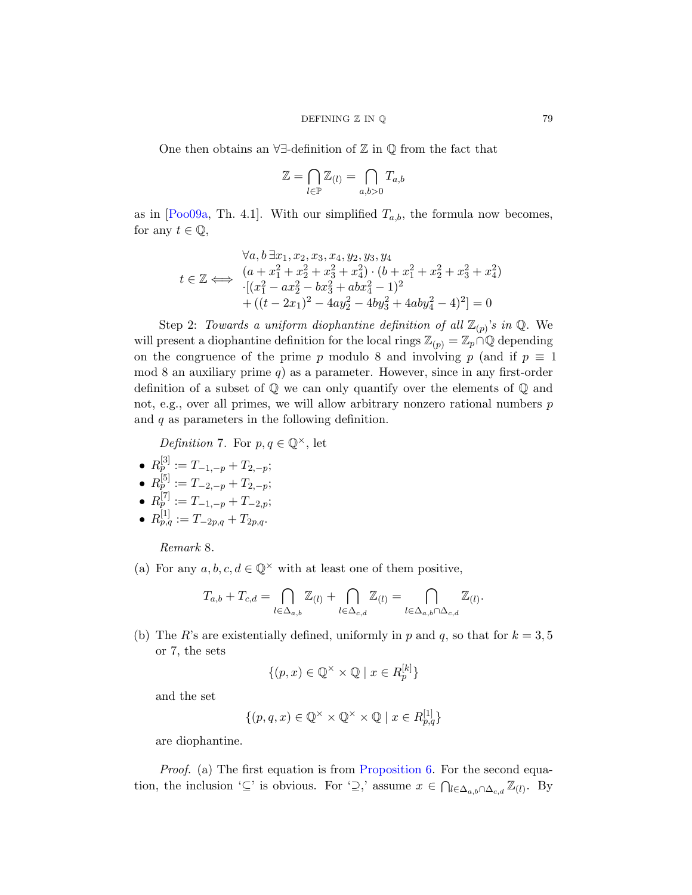One then obtains an $\forall\exists$-definition of $\mathbb{Z}$ in $\mathbb{Q}$ from the fact that

$$\mathbb{Z} = \bigcap_{l\in\mathbb{P}} \mathbb{Z}_{(l)} = \bigcap_{a,b>0} T_{a,b}$$

as in [Poo09a, Th. 4.1]. With our simplified $T_{a,b}$, the formula now becomes, for any $t \in \mathbb{Q}$,

$$t \in \mathbb{Z} \iff \begin{array}{l} \forall a, b\, \exists x_1, x_2, x_3, x_4, y_2, y_3, y_4 \\ (a + x_1^2 + x_2^2 + x_3^2 + x_4^2) \cdot (b + x_1^2 + x_2^2 + x_3^2 + x_4^2) \\ \cdot [(x_1^2 - ax_2^2 - bx_3^2 + abx_4^2 - 1)^2 \\ + ((t - 2x_1)^2 - 4ay_2^2 - 4by_3^2 + 4aby_4^2 - 4)^2] = 0 \end{array}$$

Step 2: *Towards a uniform diophantine definition of all $\mathbb{Z}_{(p)}$'s in $\mathbb{Q}$.* We will present a diophantine definition for the local rings $\mathbb{Z}_{(p)} = \mathbb{Z}_p \cap \mathbb{Q}$ depending on the congruence of the prime $p$ modulo 8 and involving $p$ (and if $p \equiv 1 \mod 8$ an auxiliary prime $q$) as a parameter. However, since in any first-order definition of a subset of $\mathbb{Q}$ we can only quantify over the elements of $\mathbb{Q}$ and not, e.g., over all primes, we will allow arbitrary nonzero rational numbers $p$ and $q$ as parameters in the following definition.

*Definition* 7. For $p, q \in \mathbb{Q}^\times$, let

- $R_p^{[3]} := T_{-1,-p} + T_{2,-p}$;
- $R_p^{[5]} := T_{-2,-p} + T_{2,-p}$;
- $R_p^{[7]} := T_{-1,-p} + T_{-2,p}$;
- $R_{p,q}^{[1]} := T_{-2p,q} + T_{2p,q}$.

*Remark* 8.

(a) For any $a, b, c, d \in \mathbb{Q}^\times$ with at least one of them positive,

$$T_{a,b} + T_{c,d} = \bigcap_{l\in\Delta_{a,b}} \mathbb{Z}_{(l)} + \bigcap_{l\in\Delta_{c,d}} \mathbb{Z}_{(l)} = \bigcap_{l\in\Delta_{a,b}\cap\Delta_{c,d}} \mathbb{Z}_{(l)}.$$

(b) The $R$'s are existentially defined, uniformly in $p$ and $q$, so that for $k = 3, 5$ or 7, the sets

$$\{(p, x) \in \mathbb{Q}^\times \times \mathbb{Q} \mid x \in R_p^{[k]}\}$$

and the set

$$\{(p, q, x) \in \mathbb{Q}^\times \times \mathbb{Q}^\times \times \mathbb{Q} \mid x \in R_{p,q}^{[1]}\}$$

are diophantine.

*Proof.* (a) The first equation is from Proposition 6. For the second equation, the inclusion '$\subseteq$' is obvious. For '$\supseteq$,' assume $x \in \bigcap_{l\in\Delta_{a,b}\cap\Delta_{c,d}} \mathbb{Z}_{(l)}$. By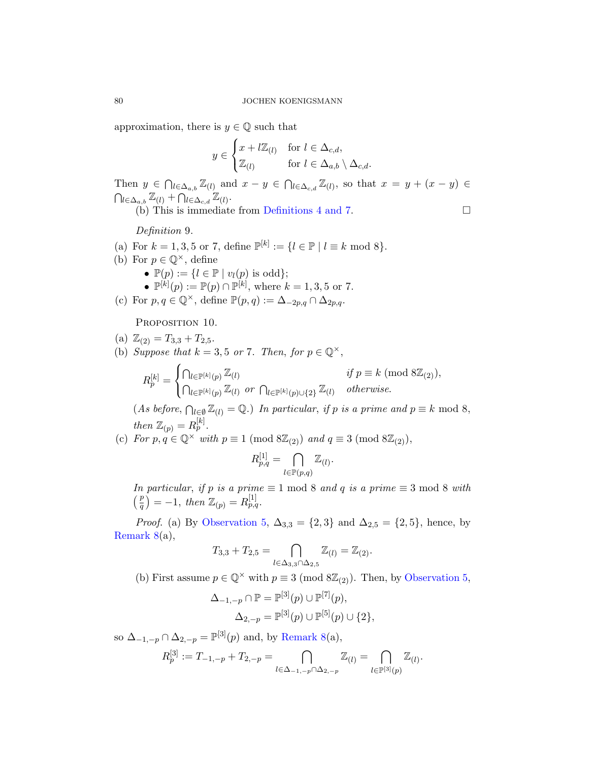approximation, there is $y \in \mathbb{Q}$ such that

$$y \in \begin{cases} x + l\mathbb{Z}_{(l)} & \text{for } l \in \Delta_{c,d}, \\ \mathbb{Z}_{(l)} & \text{for } l \in \Delta_{a,b} \setminus \Delta_{c,d}. \end{cases}$$

Then $y \in \bigcap_{l \in \Delta_{a,b}} \mathbb{Z}_{(l)}$ and $x - y \in \bigcap_{l \in \Delta_{c,d}} \mathbb{Z}_{(l)}$, so that $x = y + (x - y) \in \bigcap_{l \in \Delta_{a,b}} \mathbb{Z}_{(l)} + \bigcap_{l \in \Delta_{c,d}} \mathbb{Z}_{(l)}$.

(b) This is immediate from Definitions 4 and 7. □

*Definition* 9.

(a) For $k = 1, 3, 5$ or $7$, define $\mathbb{P}^{[k]} := \{l \in \mathbb{P} \mid l \equiv k \bmod 8\}$.

(b) For $p \in \mathbb{Q}^\times$, define

- $\mathbb{P}(p) := \{l \in \mathbb{P} \mid v_l(p) \text{ is odd}\}$;
- $\mathbb{P}^{[k]}(p) := \mathbb{P}(p) \cap \mathbb{P}^{[k]}$, where $k = 1, 3, 5$ or $7$.

(c) For $p, q \in \mathbb{Q}^\times$, define $\mathbb{P}(p, q) := \Delta_{-2p,q} \cap \Delta_{2p,q}$.

PROPOSITION 10.

(a) $\mathbb{Z}_{(2)} = T_{3,3} + T_{2,5}$.

(b) *Suppose that $k = 3, 5$ or $7$. Then, for $p \in \mathbb{Q}^\times$,*

$$R_p^{[k]} = \begin{cases} \bigcap_{l \in \mathbb{P}^{[k]}(p)} \mathbb{Z}_{(l)} & \text{if } p \equiv k \pmod{8\mathbb{Z}_{(2)}}, \\ \bigcap_{l \in \mathbb{P}^{[k]}(p)} \mathbb{Z}_{(l)} \text{ or } \bigcap_{l \in \mathbb{P}^{[k]}(p) \cup \{2\}} \mathbb{Z}_{(l)} & \text{otherwise.} \end{cases}$$

*(As before, $\bigcap_{l \in \emptyset} \mathbb{Z}_{(l)} = \mathbb{Q}$.) In particular, if $p$ is a prime and $p \equiv k \bmod 8$, then $\mathbb{Z}_{(p)} = R_p^{[k]}$.*

(c) *For $p, q \in \mathbb{Q}^\times$ with $p \equiv 1 \pmod{8\mathbb{Z}_{(2)}}$ and $q \equiv 3 \pmod{8\mathbb{Z}_{(2)}}$,*

$$R_{p,q}^{[1]} = \bigcap_{l \in \mathbb{P}(p,q)} \mathbb{Z}_{(l)}.$$

*In particular, if $p$ is a prime $\equiv 1 \bmod 8$ and $q$ is a prime $\equiv 3 \bmod 8$ with $\left(\frac{p}{q}\right) = -1$, then $\mathbb{Z}_{(p)} = R_{p,q}^{[1]}$.*

*Proof.* (a) By Observation 5, $\Delta_{3,3} = \{2, 3\}$ and $\Delta_{2,5} = \{2, 5\}$, hence, by Remark 8(a),

$$T_{3,3} + T_{2,5} = \bigcap_{l \in \Delta_{3,3} \cap \Delta_{2,5}} \mathbb{Z}_{(l)} = \mathbb{Z}_{(2)}.$$

(b) First assume $p \in \mathbb{Q}^\times$ with $p \equiv 3 \pmod{8\mathbb{Z}_{(2)}}$. Then, by Observation 5,

$$\Delta_{-1,-p} \cap \mathbb{P} = \mathbb{P}^{[3]}(p) \cup \mathbb{P}^{[7]}(p),$$

$$\Delta_{2,-p} = \mathbb{P}^{[3]}(p) \cup \mathbb{P}^{[5]}(p) \cup \{2\},$$

so $\Delta_{-1,-p} \cap \Delta_{2,-p} = \mathbb{P}^{[3]}(p)$ and, by Remark 8(a),

$$R_p^{[3]} := T_{-1,-p} + T_{2,-p} = \bigcap_{l \in \Delta_{-1,-p} \cap \Delta_{2,-p}} \mathbb{Z}_{(l)} = \bigcap_{l \in \mathbb{P}^{[3]}(p)} \mathbb{Z}_{(l)}.$$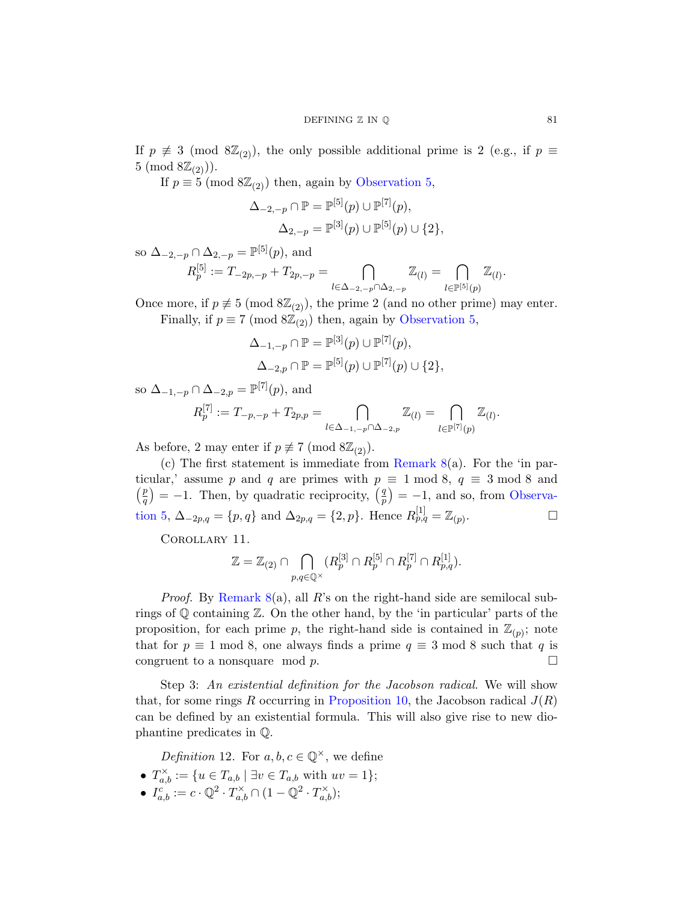If $p \not\equiv 3 \pmod{8\mathbb{Z}_{(2)}}$, the only possible additional prime is 2 (e.g., if $p \equiv 5 \pmod{8\mathbb{Z}_{(2)}}$).

If $p \equiv 5 \pmod{8\mathbb{Z}_{(2)}}$ then, again by Observation 5,

$$\Delta_{-2,-p} \cap \mathbb{P} = \mathbb{P}^{[5]}(p) \cup \mathbb{P}^{[7]}(p),$$
$$\Delta_{2,-p} = \mathbb{P}^{[3]}(p) \cup \mathbb{P}^{[5]}(p) \cup \{2\},$$

so $\Delta_{-2,-p} \cap \Delta_{2,-p} = \mathbb{P}^{[5]}(p)$, and

$$R_p^{[5]} := T_{-2p,-p} + T_{2p,-p} = \bigcap_{l \in \Delta_{-2,-p} \cap \Delta_{2,-p}} \mathbb{Z}_{(l)} = \bigcap_{l \in \mathbb{P}^{[5]}(p)} \mathbb{Z}_{(l)}.$$

Once more, if $p \not\equiv 5 \pmod{8\mathbb{Z}_{(2)}}$, the prime 2 (and no other prime) may enter.

Finally, if $p \equiv 7 \pmod{8\mathbb{Z}_{(2)}}$ then, again by Observation 5,

$$\Delta_{-1,-p} \cap \mathbb{P} = \mathbb{P}^{[3]}(p) \cup \mathbb{P}^{[7]}(p),$$
$$\Delta_{-2,p} \cap \mathbb{P} = \mathbb{P}^{[5]}(p) \cup \mathbb{P}^{[7]}(p) \cup \{2\},$$

so $\Delta_{-1,-p} \cap \Delta_{-2,p} = \mathbb{P}^{[7]}(p)$, and

$$R_p^{[7]} := T_{-p,-p} + T_{2p,p} = \bigcap_{l \in \Delta_{-1,-p} \cap \Delta_{-2,p}} \mathbb{Z}_{(l)} = \bigcap_{l \in \mathbb{P}^{[7]}(p)} \mathbb{Z}_{(l)}.$$

As before, 2 may enter if $p \not\equiv 7 \pmod{8\mathbb{Z}_{(2)}}$.

(c) The first statement is immediate from Remark 8(a). For the 'in particular,' assume $p$ and $q$ are primes with $p \equiv 1 \bmod 8$, $q \equiv 3 \bmod 8$ and $\left(\frac{p}{q}\right) = -1$. Then, by quadratic reciprocity, $\left(\frac{q}{p}\right) = -1$, and so, from Observation 5, $\Delta_{-2p,q} = \{p, q\}$ and $\Delta_{2p,q} = \{2, p\}$. Hence $R_{p,q}^{[1]} = \mathbb{Z}_{(p)}$. $\square$

Corollary 11.

$$\mathbb{Z} = \mathbb{Z}_{(2)} \cap \bigcap_{p,q \in \mathbb{Q}^\times} (R_p^{[3]} \cap R_p^{[5]} \cap R_p^{[7]} \cap R_{p,q}^{[1]}).$$

*Proof.* By Remark 8(a), all $R$'s on the right-hand side are semilocal subrings of $\mathbb{Q}$ containing $\mathbb{Z}$. On the other hand, by the 'in particular' parts of the proposition, for each prime $p$, the right-hand side is contained in $\mathbb{Z}_{(p)}$; note that for $p \equiv 1 \bmod 8$, one always finds a prime $q \equiv 3 \bmod 8$ such that $q$ is congruent to a nonsquare $\bmod p$. $\square$

Step 3: *An existential definition for the Jacobson radical.* We will show that, for some rings $R$ occurring in Proposition 10, the Jacobson radical $J(R)$ can be defined by an existential formula. This will also give rise to new diophantine predicates in $\mathbb{Q}$.

*Definition* 12. For $a, b, c \in \mathbb{Q}^\times$, we define

- $T_{a,b}^\times := \{u \in T_{a,b} \mid \exists v \in T_{a,b} \text{ with } uv = 1\}$;
- $I_{a,b}^c := c \cdot \mathbb{Q}^2 \cdot T_{a,b}^\times \cap (1 - \mathbb{Q}^2 \cdot T_{a,b}^\times)$;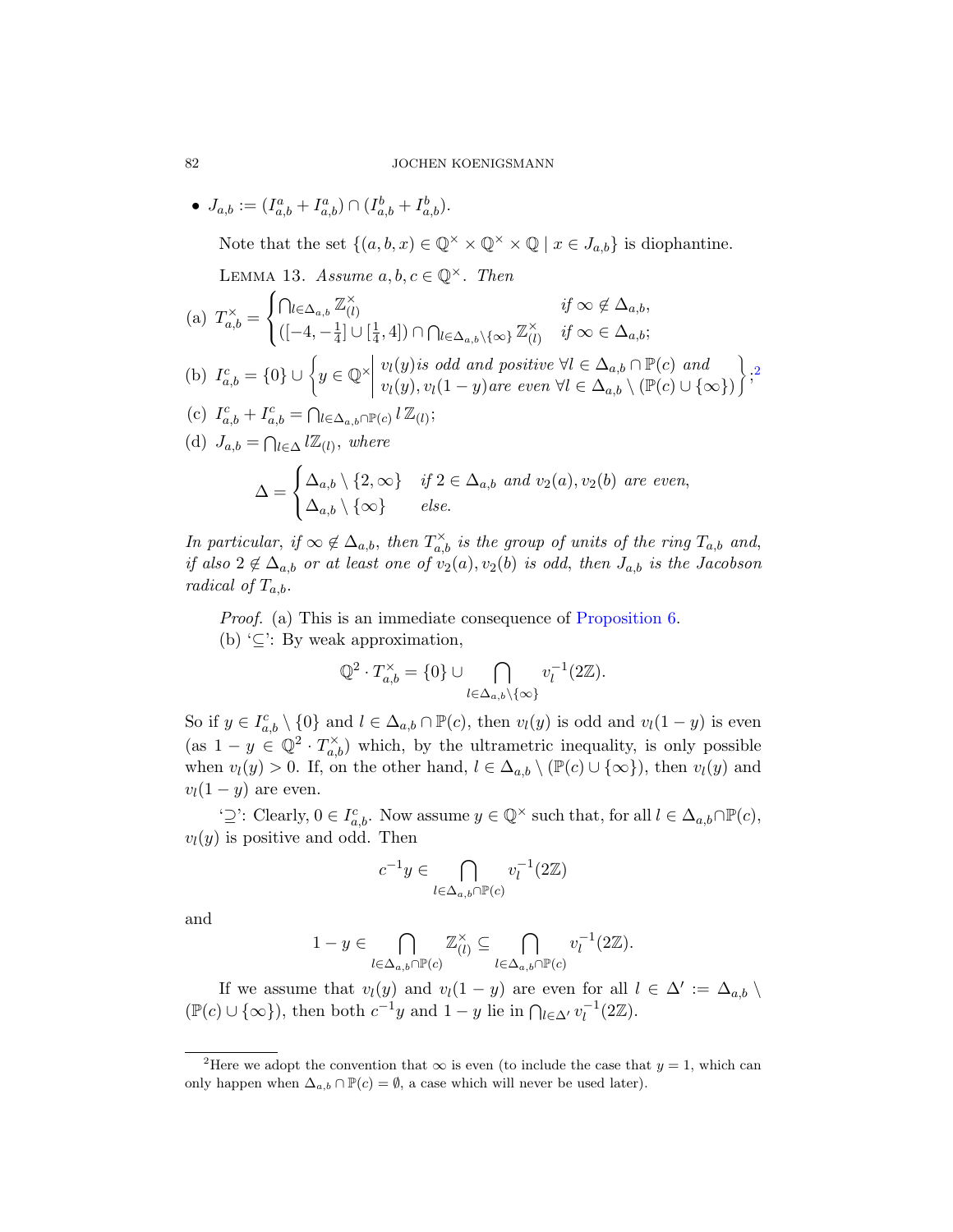- $J_{a,b} := (I^a_{a,b} + I^a_{a,b}) \cap (I^b_{a,b} + I^b_{a,b})$.

  Note that the set $\{(a,b,x) \in \mathbb{Q}^\times \times \mathbb{Q}^\times \times \mathbb{Q} \mid x \in J_{a,b}\}$ is diophantine.

LEMMA 13. *Assume $a, b, c \in \mathbb{Q}^\times$. Then*

(a) $T^\times_{a,b} = \begin{cases} \bigcap_{l \in \Delta_{a,b}} \mathbb{Z}^\times_{(l)} & \text{if } \infty \notin \Delta_{a,b}, \\ ([-4, -\frac{1}{4}] \cup [\frac{1}{4}, 4]) \cap \bigcap_{l \in \Delta_{a,b} \setminus \{\infty\}} \mathbb{Z}^\times_{(l)} & \text{if } \infty \in \Delta_{a,b}; \end{cases}$

(b) $I^c_{a,b} = \{0\} \cup \left\{ y \in \mathbb{Q}^\times \,\middle|\, \begin{array}{l} v_l(y) \text{ is odd and positive } \forall l \in \Delta_{a,b} \cap \mathbb{P}(c) \text{ and} \\ v_l(y), v_l(1-y) \text{ are even } \forall l \in \Delta_{a,b} \setminus (\mathbb{P}(c) \cup \{\infty\}) \end{array} \right\}$;[2]

(c) $I^c_{a,b} + I^c_{a,b} = \bigcap_{l \in \Delta_{a,b} \cap \mathbb{P}(c)} l\,\mathbb{Z}_{(l)}$;

(d) $J_{a,b} = \bigcap_{l \in \Delta} l\mathbb{Z}_{(l)}$*, where*

$$\Delta = \begin{cases} \Delta_{a,b} \setminus \{2, \infty\} & \text{if } 2 \in \Delta_{a,b} \text{ and } v_2(a), v_2(b) \text{ are even,} \\ \Delta_{a,b} \setminus \{\infty\} & \text{else.} \end{cases}$$

*In particular, if $\infty \notin \Delta_{a,b}$, then $T^\times_{a,b}$ is the group of units of the ring $T_{a,b}$ and, if also $2 \notin \Delta_{a,b}$ or at least one of $v_2(a), v_2(b)$ is odd, then $J_{a,b}$ is the Jacobson radical of $T_{a,b}$.*

*Proof.* (a) This is an immediate consequence of Proposition 6.

(b) '$\subseteq$': By weak approximation,

$$\mathbb{Q}^2 \cdot T^\times_{a,b} = \{0\} \cup \bigcap_{l \in \Delta_{a,b} \setminus \{\infty\}} v_l^{-1}(2\mathbb{Z}).$$

So if $y \in I^c_{a,b} \setminus \{0\}$ and $l \in \Delta_{a,b} \cap \mathbb{P}(c)$, then $v_l(y)$ is odd and $v_l(1-y)$ is even (as $1 - y \in \mathbb{Q}^2 \cdot T^\times_{a,b}$) which, by the ultrametric inequality, is only possible when $v_l(y) > 0$. If, on the other hand, $l \in \Delta_{a,b} \setminus (\mathbb{P}(c) \cup \{\infty\})$, then $v_l(y)$ and $v_l(1-y)$ are even.

'$\supseteq$': Clearly, $0 \in I^c_{a,b}$. Now assume $y \in \mathbb{Q}^\times$ such that, for all $l \in \Delta_{a,b} \cap \mathbb{P}(c)$, $v_l(y)$ is positive and odd. Then

$$c^{-1}y \in \bigcap_{l \in \Delta_{a,b} \cap \mathbb{P}(c)} v_l^{-1}(2\mathbb{Z})$$

and

$$1 - y \in \bigcap_{l \in \Delta_{a,b} \cap \mathbb{P}(c)} \mathbb{Z}^\times_{(l)} \subseteq \bigcap_{l \in \Delta_{a,b} \cap \mathbb{P}(c)} v_l^{-1}(2\mathbb{Z}).$$

If we assume that $v_l(y)$ and $v_l(1-y)$ are even for all $l \in \Delta' := \Delta_{a,b} \setminus (\mathbb{P}(c) \cup \{\infty\})$, then both $c^{-1}y$ and $1 - y$ lie in $\bigcap_{l \in \Delta'} v_l^{-1}(2\mathbb{Z})$.

[2] Here we adopt the convention that $\infty$ is even (to include the case that $y = 1$, which can only happen when $\Delta_{a,b} \cap \mathbb{P}(c) = \emptyset$, a case which will never be used later).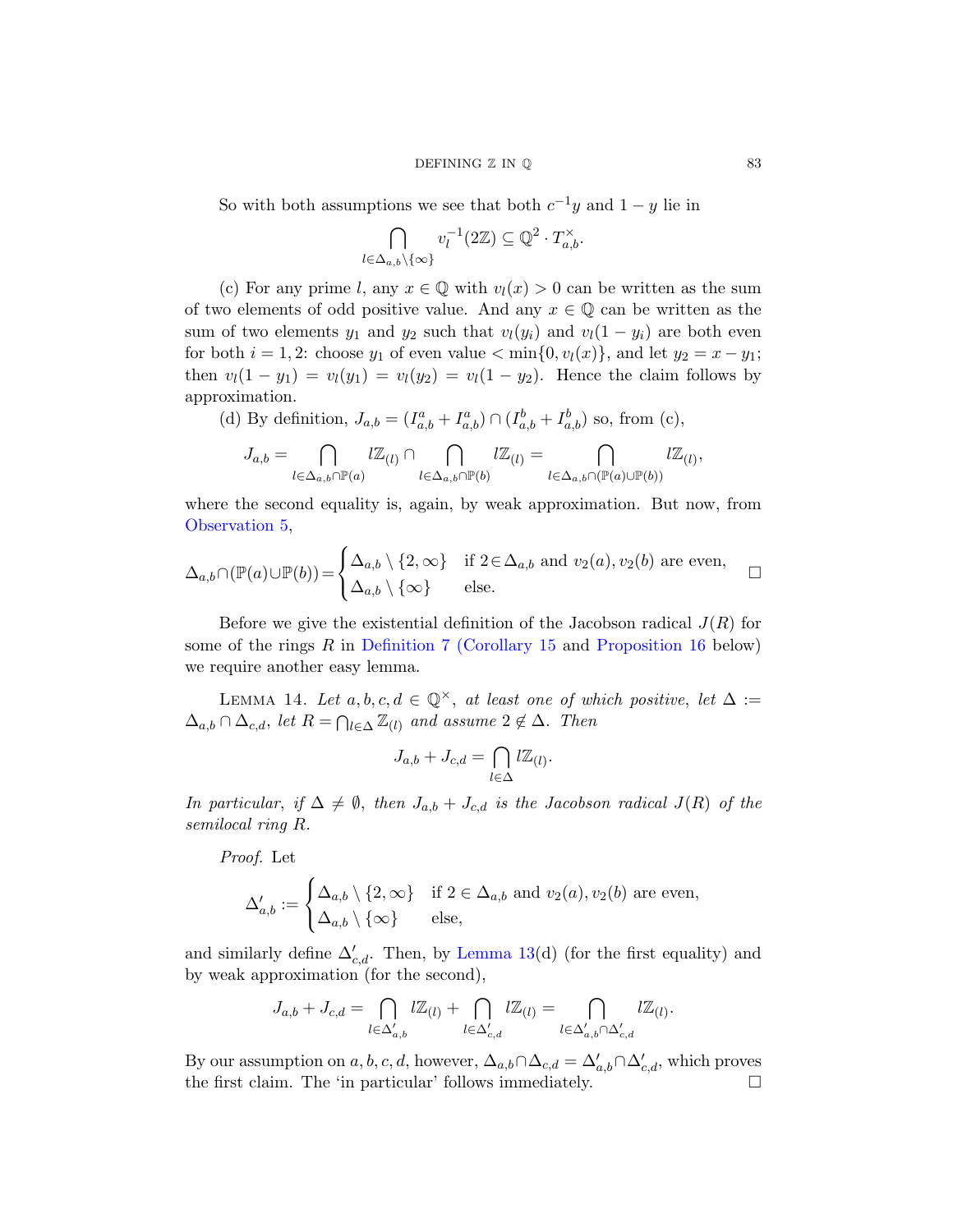So with both assumptions we see that both $c^{-1}y$ and $1-y$ lie in

$$\bigcap_{l\in\Delta_{a,b}\setminus\{\infty\}} v_l^{-1}(2\mathbb{Z}) \subseteq \mathbb{Q}^2 \cdot T_{a,b}^{\times}.$$

(c) For any prime $l$, any $x \in \mathbb{Q}$ with $v_l(x) > 0$ can be written as the sum of two elements of odd positive value. And any $x \in \mathbb{Q}$ can be written as the sum of two elements $y_1$ and $y_2$ such that $v_l(y_i)$ and $v_l(1-y_i)$ are both even for both $i = 1, 2$: choose $y_1$ of even value $< \min\{0, v_l(x)\}$, and let $y_2 = x - y_1$; then $v_l(1-y_1) = v_l(y_1) = v_l(y_2) = v_l(1-y_2)$. Hence the claim follows by approximation.

(d) By definition, $J_{a,b} = (I_{a,b}^a + I_{a,b}^a) \cap (I_{a,b}^b + I_{a,b}^b)$ so, from (c),

$$J_{a,b} = \bigcap_{l\in\Delta_{a,b}\cap\mathbb{P}(a)} l\mathbb{Z}_{(l)} \cap \bigcap_{l\in\Delta_{a,b}\cap\mathbb{P}(b)} l\mathbb{Z}_{(l)} = \bigcap_{l\in\Delta_{a,b}\cap(\mathbb{P}(a)\cup\mathbb{P}(b))} l\mathbb{Z}_{(l)},$$

where the second equality is, again, by weak approximation. But now, from Observation 5,

$$\Delta_{a,b}\cap(\mathbb{P}(a)\cup\mathbb{P}(b)) = \begin{cases} \Delta_{a,b}\setminus\{2,\infty\} & \text{if } 2\in\Delta_{a,b} \text{ and } v_2(a), v_2(b) \text{ are even,} \\ \Delta_{a,b}\setminus\{\infty\} & \text{else.} \end{cases}$$

□

Before we give the existential definition of the Jacobson radical $J(R)$ for some of the rings $R$ in Definition 7 (Corollary 15 and Proposition 16 below) we require another easy lemma.

Lemma 14. *Let $a, b, c, d \in \mathbb{Q}^{\times}$, at least one of which positive, let $\Delta := \Delta_{a,b} \cap \Delta_{c,d}$, let $R = \bigcap_{l\in\Delta} \mathbb{Z}_{(l)}$ and assume $2 \notin \Delta$. Then*

$$J_{a,b} + J_{c,d} = \bigcap_{l\in\Delta} l\mathbb{Z}_{(l)}.$$

*In particular, if $\Delta \neq \emptyset$, then $J_{a,b} + J_{c,d}$ is the Jacobson radical $J(R)$ of the semilocal ring $R$.*

*Proof.* Let

$$\Delta'_{a,b} := \begin{cases} \Delta_{a,b}\setminus\{2,\infty\} & \text{if } 2\in\Delta_{a,b} \text{ and } v_2(a), v_2(b) \text{ are even,} \\ \Delta_{a,b}\setminus\{\infty\} & \text{else,} \end{cases}$$

and similarly define $\Delta'_{c,d}$. Then, by Lemma 13(d) (for the first equality) and by weak approximation (for the second),

$$J_{a,b} + J_{c,d} = \bigcap_{l\in\Delta'_{a,b}} l\mathbb{Z}_{(l)} + \bigcap_{l\in\Delta'_{c,d}} l\mathbb{Z}_{(l)} = \bigcap_{l\in\Delta'_{a,b}\cap\Delta'_{c,d}} l\mathbb{Z}_{(l)}.$$

By our assumption on $a, b, c, d$, however, $\Delta_{a,b}\cap\Delta_{c,d} = \Delta'_{a,b}\cap\Delta'_{c,d}$, which proves the first claim. The 'in particular' follows immediately. □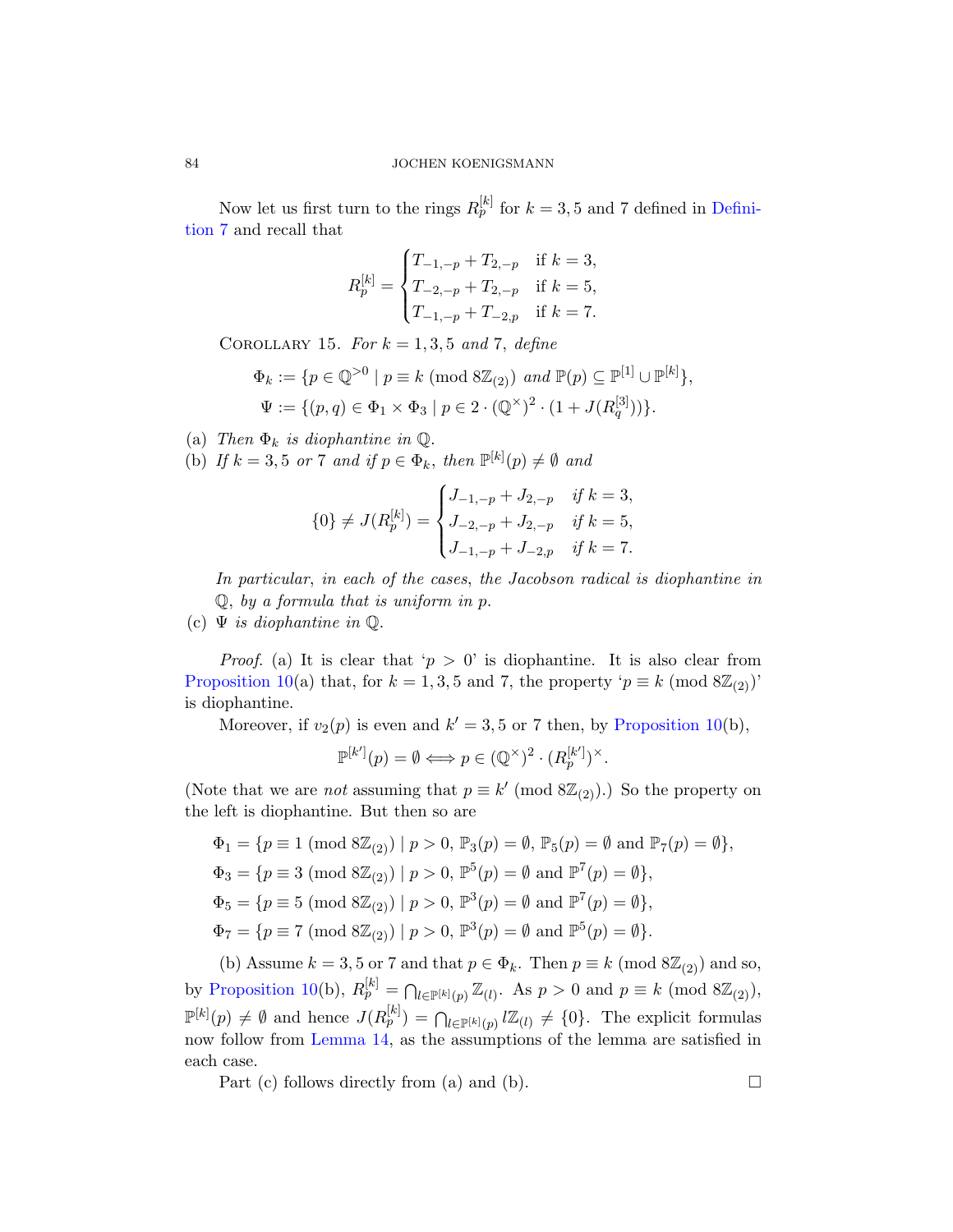Now let us first turn to the rings $R_p^{[k]}$ for $k = 3, 5$ and $7$ defined in Definition 7 and recall that

$$R_p^{[k]} = \begin{cases} T_{-1,-p} + T_{2,-p} & \text{if } k = 3, \\ T_{-2,-p} + T_{2,-p} & \text{if } k = 5, \\ T_{-1,-p} + T_{-2,p} & \text{if } k = 7. \end{cases}$$

Corollary 15. *For $k = 1, 3, 5$ and $7$, define*

$$\Phi_k := \{p \in \mathbb{Q}^{>0} \mid p \equiv k \ (\text{mod } 8\mathbb{Z}_{(2)}) \text{ and } \mathbb{P}(p) \subseteq \mathbb{P}^{[1]} \cup \mathbb{P}^{[k]}\},$$
$$\Psi := \{(p, q) \in \Phi_1 \times \Phi_3 \mid p \in 2 \cdot (\mathbb{Q}^\times)^2 \cdot (1 + J(R_q^{[3]}))\}.$$

(a) *Then $\Phi_k$ is diophantine in $\mathbb{Q}$.*

(b) *If $k = 3, 5$ or $7$ and if $p \in \Phi_k$, then $\mathbb{P}^{[k]}(p) \neq \emptyset$ and*

$$\{0\} \neq J(R_p^{[k]}) = \begin{cases} J_{-1,-p} + J_{2,-p} & \text{if } k = 3, \\ J_{-2,-p} + J_{2,-p} & \text{if } k = 5, \\ J_{-1,-p} + J_{-2,p} & \text{if } k = 7. \end{cases}$$

*In particular, in each of the cases, the Jacobson radical is diophantine in $\mathbb{Q}$, by a formula that is uniform in $p$.*

(c) *$\Psi$ is diophantine in $\mathbb{Q}$.*

*Proof.* (a) It is clear that '$p > 0$' is diophantine. It is also clear from Proposition 10(a) that, for $k = 1, 3, 5$ and $7$, the property '$p \equiv k \ (\text{mod } 8\mathbb{Z}_{(2)})$' is diophantine.

Moreover, if $v_2(p)$ is even and $k' = 3, 5$ or $7$ then, by Proposition 10(b),

$$\mathbb{P}^{[k']}(p) = \emptyset \iff p \in (\mathbb{Q}^\times)^2 \cdot (R_p^{[k']})^\times.$$

(Note that we are *not* assuming that $p \equiv k' \ (\text{mod } 8\mathbb{Z}_{(2)})$.) So the property on the left is diophantine. But then so are

$$\Phi_1 = \{p \equiv 1 \ (\text{mod } 8\mathbb{Z}_{(2)}) \mid p > 0, \ \mathbb{P}_3(p) = \emptyset, \ \mathbb{P}_5(p) = \emptyset \text{ and } \mathbb{P}_7(p) = \emptyset\},$$
$$\Phi_3 = \{p \equiv 3 \ (\text{mod } 8\mathbb{Z}_{(2)}) \mid p > 0, \ \mathbb{P}^5(p) = \emptyset \text{ and } \mathbb{P}^7(p) = \emptyset\},$$
$$\Phi_5 = \{p \equiv 5 \ (\text{mod } 8\mathbb{Z}_{(2)}) \mid p > 0, \ \mathbb{P}^3(p) = \emptyset \text{ and } \mathbb{P}^7(p) = \emptyset\},$$
$$\Phi_7 = \{p \equiv 7 \ (\text{mod } 8\mathbb{Z}_{(2)}) \mid p > 0, \ \mathbb{P}^3(p) = \emptyset \text{ and } \mathbb{P}^5(p) = \emptyset\}.$$

(b) Assume $k = 3, 5$ or $7$ and that $p \in \Phi_k$. Then $p \equiv k \ (\text{mod } 8\mathbb{Z}_{(2)})$ and so, by Proposition 10(b), $R_p^{[k]} = \bigcap_{l \in \mathbb{P}^{[k]}(p)} \mathbb{Z}_{(l)}$. As $p > 0$ and $p \equiv k \ (\text{mod } 8\mathbb{Z}_{(2)})$, $\mathbb{P}^{[k]}(p) \neq \emptyset$ and hence $J(R_p^{[k]}) = \bigcap_{l \in \mathbb{P}^{[k]}(p)} l\mathbb{Z}_{(l)} \neq \{0\}$. The explicit formulas now follow from Lemma 14, as the assumptions of the lemma are satisfied in each case.

Part (c) follows directly from (a) and (b). $\square$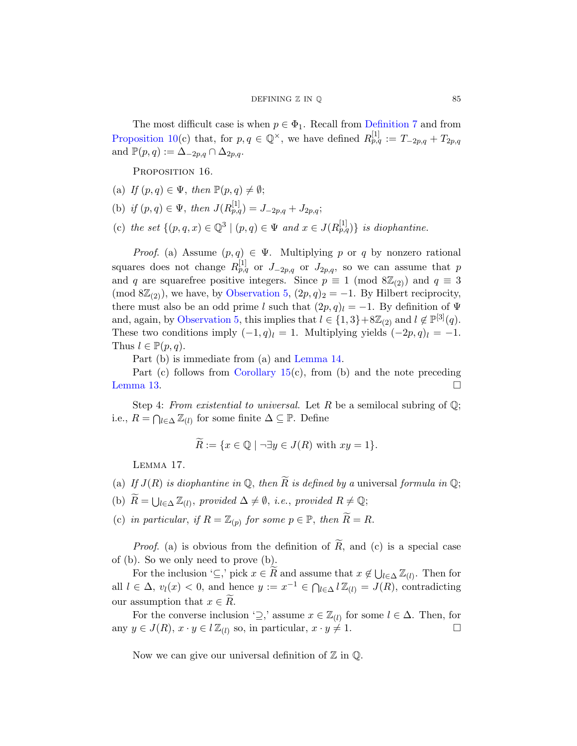The most difficult case is when $p \in \Phi_1$. Recall from Definition 7 and from Proposition 10(c) that, for $p, q \in \mathbb{Q}^\times$, we have defined $R^{[1]}_{p,q} := T_{-2p,q} + T_{2p,q}$ and $\mathbb{P}(p,q) := \Delta_{-2p,q} \cap \Delta_{2p,q}$.

Proposition 16.

(a) *If* $(p,q) \in \Psi$*, then* $\mathbb{P}(p,q) \neq \emptyset$;

(b) *if* $(p,q) \in \Psi$*, then* $J(R^{[1]}_{p,q}) = J_{-2p,q} + J_{2p,q}$;

(c) *the set* $\{(p,q,x) \in \mathbb{Q}^3 \mid (p,q) \in \Psi \text{ and } x \in J(R^{[1]}_{p,q})\}$ *is diophantine.*

*Proof.* (a) Assume $(p,q) \in \Psi$. Multiplying $p$ or $q$ by nonzero rational squares does not change $R^{[1]}_{p,q}$ or $J_{-2p,q}$ or $J_{2p,q}$, so we can assume that $p$ and $q$ are squarefree positive integers. Since $p \equiv 1 \pmod{8\mathbb{Z}_{(2)}}$ and $q \equiv 3 \pmod{8\mathbb{Z}_{(2)}}$, we have, by Observation 5, $(2p,q)_2 = -1$. By Hilbert reciprocity, there must also be an odd prime $l$ such that $(2p,q)_l = -1$. By definition of $\Psi$ and, again, by Observation 5, this implies that $l \in \{1,3\} + 8\mathbb{Z}_{(2)}$ and $l \notin \mathbb{P}^{[3]}(q)$. These two conditions imply $(-1,q)_l = 1$. Multiplying yields $(-2p,q)_l = -1$. Thus $l \in \mathbb{P}(p,q)$.

Part (b) is immediate from (a) and Lemma 14.

Part (c) follows from Corollary 15(c), from (b) and the note preceding Lemma 13. ☐

Step 4: *From existential to universal.* Let $R$ be a semilocal subring of $\mathbb{Q}$; i.e., $R = \bigcap_{l \in \Delta} \mathbb{Z}_{(l)}$ for some finite $\Delta \subseteq \mathbb{P}$. Define

$$\widetilde{R} := \{x \in \mathbb{Q} \mid \neg \exists y \in J(R) \text{ with } xy = 1\}.$$

Lemma 17.

(a) *If* $J(R)$ *is diophantine in* $\mathbb{Q}$*, then* $\widetilde{R}$ *is defined by a* universal *formula in* $\mathbb{Q}$;

(b) $\widetilde{R} = \bigcup_{l \in \Delta} \mathbb{Z}_{(l)}$*, provided* $\Delta \neq \emptyset$*, i.e., provided* $R \neq \mathbb{Q}$;

(c) *in particular, if* $R = \mathbb{Z}_{(p)}$ *for some* $p \in \mathbb{P}$*, then* $\widetilde{R} = R$.

*Proof.* (a) is obvious from the definition of $\widetilde{R}$, and (c) is a special case of (b). So we only need to prove (b).

For the inclusion '$\subseteq$,' pick $x \in \widetilde{R}$ and assume that $x \notin \bigcup_{l \in \Delta} \mathbb{Z}_{(l)}$. Then for all $l \in \Delta$, $v_l(x) < 0$, and hence $y := x^{-1} \in \bigcap_{l \in \Delta} l\mathbb{Z}_{(l)} = J(R)$, contradicting our assumption that $x \in \widetilde{R}$.

For the converse inclusion '$\supseteq$,' assume $x \in \mathbb{Z}_{(l)}$ for some $l \in \Delta$. Then, for any $y \in J(R)$, $x \cdot y \in l\mathbb{Z}_{(l)}$ so, in particular, $x \cdot y \neq 1$. ☐

Now we can give our universal definition of $\mathbb{Z}$ in $\mathbb{Q}$.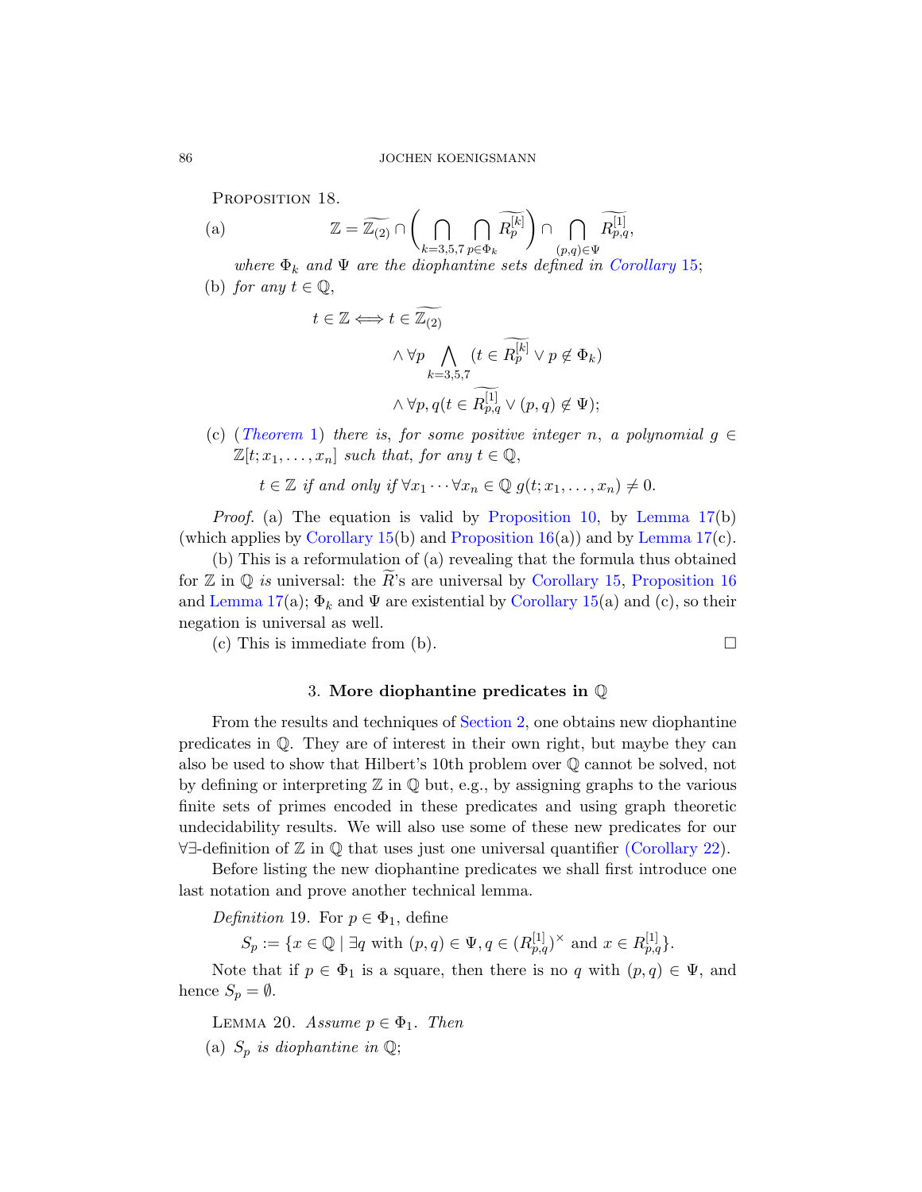Proposition 18.

(a) 
$$\mathbb{Z} = \widetilde{\mathbb{Z}_{(2)}} \cap \left( \bigcap_{k=3,5,7} \bigcap_{p \in \Phi_k} \widetilde{R_p^{[k]}} \right) \cap \bigcap_{(p,q) \in \Psi} \widetilde{R_{p,q}^{[1]}},$$

*where $\Phi_k$ and $\Psi$ are the diophantine sets defined in Corollary 15;*

(b) *for any $t \in \mathbb{Q}$,*

$$\begin{aligned} t \in \mathbb{Z} \Longleftrightarrow t \in \widetilde{\mathbb{Z}_{(2)}} \\ \wedge \forall p \bigwedge_{k=3,5,7} (t \in \widetilde{R_p^{[k]}} \vee p \notin \Phi_k) \\ \wedge \forall p, q (t \in \widetilde{R_{p,q}^{[1]}} \vee (p,q) \notin \Psi); \end{aligned}$$

(c) *(Theorem 1) there is, for some positive integer $n$, a polynomial $g \in \mathbb{Z}[t; x_1, \ldots, x_n]$ such that, for any $t \in \mathbb{Q}$,*

$$t \in \mathbb{Z} \text{ if and only if } \forall x_1 \cdots \forall x_n \in \mathbb{Q}\; g(t; x_1, \ldots, x_n) \neq 0.$$

*Proof.* (a) The equation is valid by Proposition 10, by Lemma 17(b) (which applies by Corollary 15(b) and Proposition 16(a)) and by Lemma 17(c).

(b) This is a reformulation of (a) revealing that the formula thus obtained for $\mathbb{Z}$ in $\mathbb{Q}$ *is* universal: the $\widetilde{R}$'s are universal by Corollary 15, Proposition 16 and Lemma 17(a); $\Phi_k$ and $\Psi$ are existential by Corollary 15(a) and (c), so their negation is universal as well.

(c) This is immediate from (b). □

## 3. More diophantine predicates in $\mathbb{Q}$

From the results and techniques of Section 2, one obtains new diophantine predicates in $\mathbb{Q}$. They are of interest in their own right, but maybe they can also be used to show that Hilbert's 10th problem over $\mathbb{Q}$ cannot be solved, not by defining or interpreting $\mathbb{Z}$ in $\mathbb{Q}$ but, e.g., by assigning graphs to the various finite sets of primes encoded in these predicates and using graph theoretic undecidability results. We will also use some of these new predicates for our $\forall\exists$-definition of $\mathbb{Z}$ in $\mathbb{Q}$ that uses just one universal quantifier (Corollary 22).

Before listing the new diophantine predicates we shall first introduce one last notation and prove another technical lemma.

*Definition* 19. For $p \in \Phi_1$, define

$$S_p := \{x \in \mathbb{Q} \mid \exists q \text{ with } (p,q) \in \Psi, q \in (R_{p,q}^{[1]})^\times \text{ and } x \in R_{p,q}^{[1]}\}.$$

Note that if $p \in \Phi_1$ is a square, then there is no $q$ with $(p,q) \in \Psi$, and hence $S_p = \emptyset$.

Lemma 20. *Assume $p \in \Phi_1$. Then*

(a) *$S_p$ is diophantine in $\mathbb{Q}$;*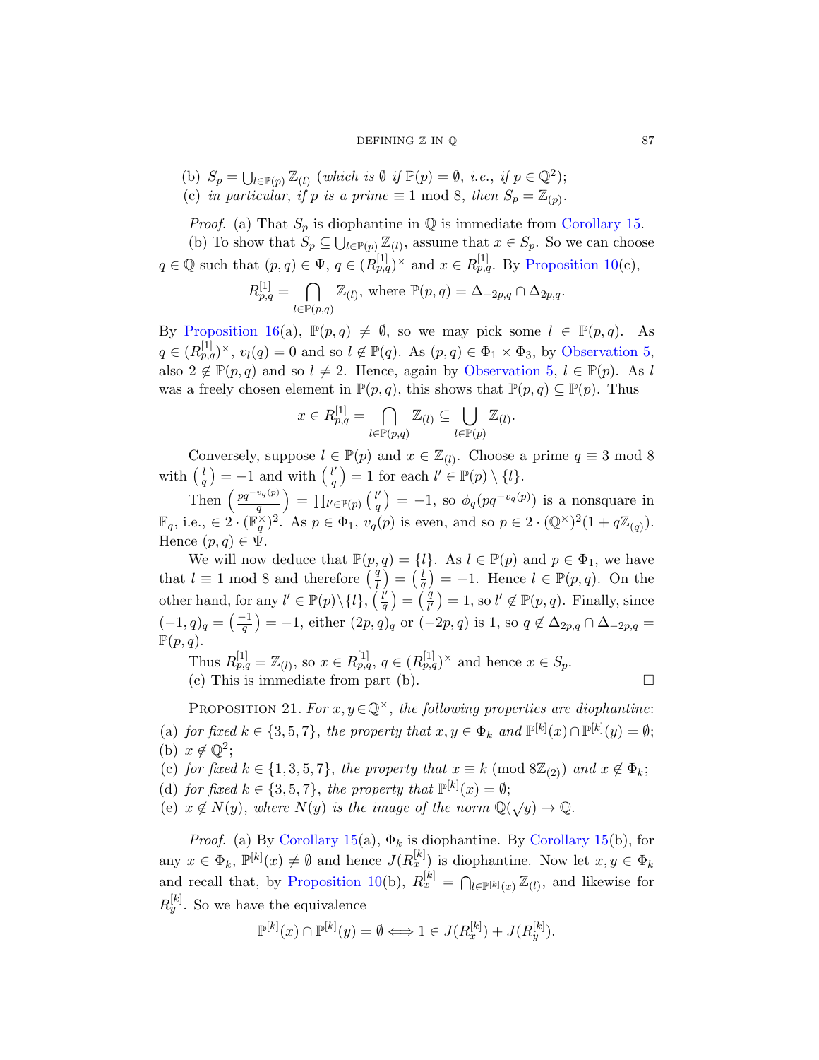(b) $S_p = \bigcup_{l \in \mathbb{P}(p)} \mathbb{Z}_{(l)}$ *(which is* $\emptyset$ *if* $\mathbb{P}(p) = \emptyset$*, i.e., if* $p \in \mathbb{Q}^2$*);*
(c) *in particular, if* $p$ *is a prime* $\equiv 1 \bmod 8$*, then* $S_p = \mathbb{Z}_{(p)}$.

*Proof.* (a) That $S_p$ is diophantine in $\mathbb{Q}$ is immediate from Corollary 15.

(b) To show that $S_p \subseteq \bigcup_{l \in \mathbb{P}(p)} \mathbb{Z}_{(l)}$, assume that $x \in S_p$. So we can choose $q \in \mathbb{Q}$ such that $(p, q) \in \Psi$, $q \in (R^{[1]}_{p,q})^\times$ and $x \in R^{[1]}_{p,q}$. By Proposition 10(c),

$$R^{[1]}_{p,q} = \bigcap_{l \in \mathbb{P}(p,q)} \mathbb{Z}_{(l)}, \text{ where } \mathbb{P}(p,q) = \Delta_{-2p,q} \cap \Delta_{2p,q}.$$

By Proposition 16(a), $\mathbb{P}(p,q) \neq \emptyset$, so we may pick some $l \in \mathbb{P}(p,q)$. As $q \in (R^{[1]}_{p,q})^\times$, $v_l(q) = 0$ and so $l \notin \mathbb{P}(q)$. As $(p,q) \in \Phi_1 \times \Phi_3$, by Observation 5, also $2 \notin \mathbb{P}(p,q)$ and so $l \neq 2$. Hence, again by Observation 5, $l \in \mathbb{P}(p)$. As $l$ was a freely chosen element in $\mathbb{P}(p,q)$, this shows that $\mathbb{P}(p,q) \subseteq \mathbb{P}(p)$. Thus

$$x \in R^{[1]}_{p,q} = \bigcap_{l \in \mathbb{P}(p,q)} \mathbb{Z}_{(l)} \subseteq \bigcup_{l \in \mathbb{P}(p)} \mathbb{Z}_{(l)}.$$

Conversely, suppose $l \in \mathbb{P}(p)$ and $x \in \mathbb{Z}_{(l)}$. Choose a prime $q \equiv 3 \bmod 8$ with $\left(\frac{l}{q}\right) = -1$ and with $\left(\frac{l'}{q}\right) = 1$ for each $l' \in \mathbb{P}(p) \setminus \{l\}$.

Then $\left(\frac{pq^{-v_q(p)}}{q}\right) = \prod_{l' \in \mathbb{P}(p)} \left(\frac{l'}{q}\right) = -1$, so $\phi_q(pq^{-v_q(p)})$ is a nonsquare in $\mathbb{F}_q$, i.e., $\in 2 \cdot (\mathbb{F}_q^\times)^2$. As $p \in \Phi_1$, $v_q(p)$ is even, and so $p \in 2 \cdot (\mathbb{Q}^\times)^2(1 + q\mathbb{Z}_{(q)})$. Hence $(p,q) \in \Psi$.

We will now deduce that $\mathbb{P}(p,q) = \{l\}$. As $l \in \mathbb{P}(p)$ and $p \in \Phi_1$, we have that $l \equiv 1 \bmod 8$ and therefore $\left(\frac{q}{l}\right) = \left(\frac{l}{q}\right) = -1$. Hence $l \in \mathbb{P}(p,q)$. On the other hand, for any $l' \in \mathbb{P}(p) \setminus \{l\}$, $\left(\frac{l'}{q}\right) = \left(\frac{q}{l'}\right) = 1$, so $l' \notin \mathbb{P}(p,q)$. Finally, since $(-1,q)_q = \left(\frac{-1}{q}\right) = -1$, either $(2p,q)_q$ or $(-2p,q)$ is 1, so $q \notin \Delta_{2p,q} \cap \Delta_{-2p,q} = \mathbb{P}(p,q)$.

Thus $R^{[1]}_{p,q} = \mathbb{Z}_{(l)}$, so $x \in R^{[1]}_{p,q}$, $q \in (R^{[1]}_{p,q})^\times$ and hence $x \in S_p$.

(c) This is immediate from part (b). ∎

Proposition 21. *For* $x, y \in \mathbb{Q}^\times$*, the following properties are diophantine:*

(a) *for fixed* $k \in \{3,5,7\}$*, the property that* $x, y \in \Phi_k$ *and* $\mathbb{P}^{[k]}(x) \cap \mathbb{P}^{[k]}(y) = \emptyset$*;*
(b) $x \notin \mathbb{Q}^2$*;*
(c) *for fixed* $k \in \{1,3,5,7\}$*, the property that* $x \equiv k \pmod{8\mathbb{Z}_{(2)}}$ *and* $x \notin \Phi_k$*;*
(d) *for fixed* $k \in \{3,5,7\}$*, the property that* $\mathbb{P}^{[k]}(x) = \emptyset$*;*
(e) $x \notin N(y)$*, where* $N(y)$ *is the image of the norm* $\mathbb{Q}(\sqrt{y}) \to \mathbb{Q}$.

*Proof.* (a) By Corollary 15(a), $\Phi_k$ is diophantine. By Corollary 15(b), for any $x \in \Phi_k$, $\mathbb{P}^{[k]}(x) \neq \emptyset$ and hence $J(R^{[k]}_x)$ is diophantine. Now let $x, y \in \Phi_k$ and recall that, by Proposition 10(b), $R^{[k]}_x = \bigcap_{l \in \mathbb{P}^{[k]}(x)} \mathbb{Z}_{(l)}$, and likewise for $R^{[k]}_y$. So we have the equivalence

$$\mathbb{P}^{[k]}(x) \cap \mathbb{P}^{[k]}(y) = \emptyset \iff 1 \in J(R^{[k]}_x) + J(R^{[k]}_y).$$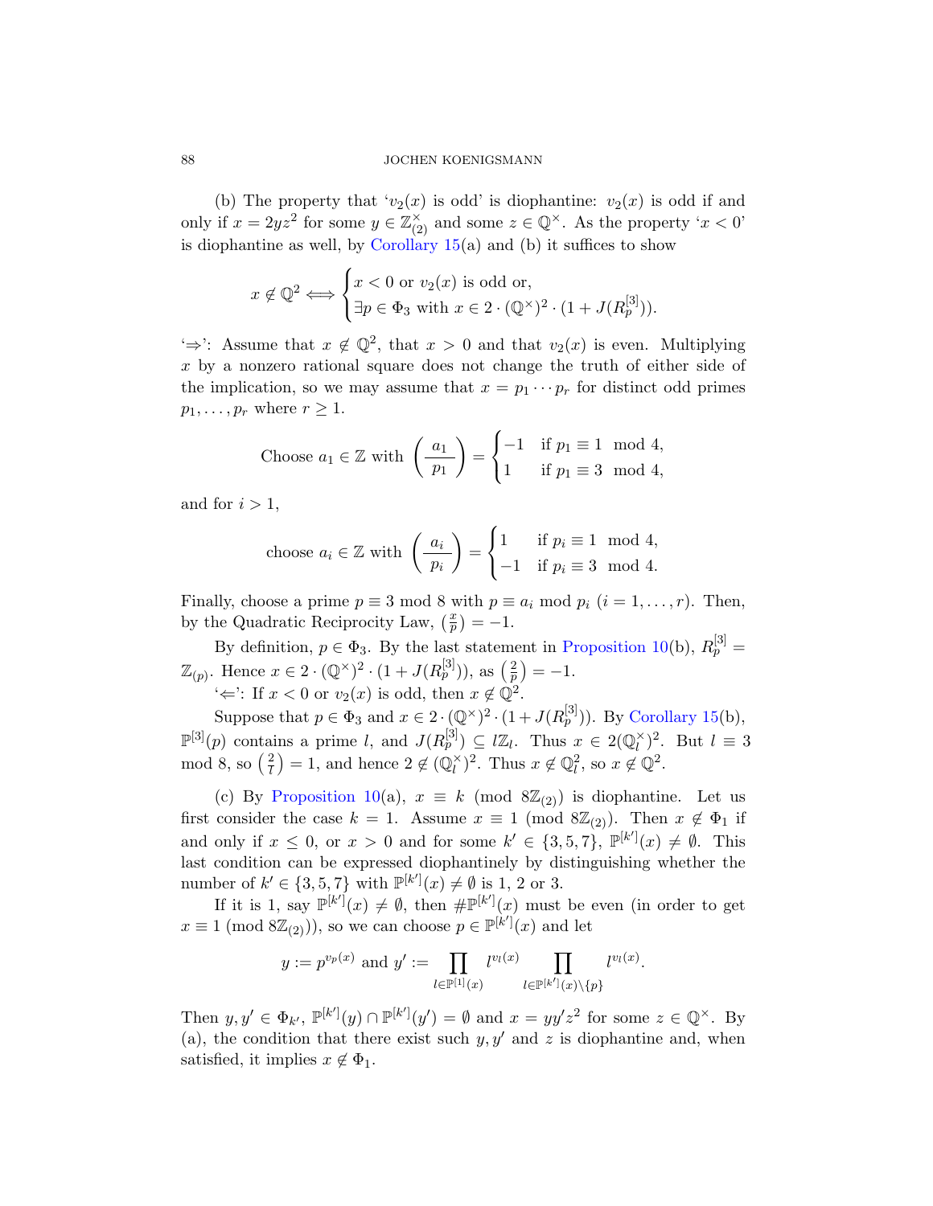(b) The property that '$v_2(x)$ is odd' is diophantine: $v_2(x)$ is odd if and only if $x = 2yz^2$ for some $y \in \mathbb{Z}_{(2)}^\times$ and some $z \in \mathbb{Q}^\times$. As the property '$x < 0$' is diophantine as well, by Corollary 15(a) and (b) it suffices to show

$$x \notin \mathbb{Q}^2 \iff \begin{cases} x < 0 \text{ or } v_2(x) \text{ is odd or,} \\ \exists p \in \Phi_3 \text{ with } x \in 2 \cdot (\mathbb{Q}^\times)^2 \cdot (1 + J(R_p^{[3]})). \end{cases}$$

'$\Rightarrow$': Assume that $x \notin \mathbb{Q}^2$, that $x > 0$ and that $v_2(x)$ is even. Multiplying $x$ by a nonzero rational square does not change the truth of either side of the implication, so we may assume that $x = p_1 \cdots p_r$ for distinct odd primes $p_1, \ldots, p_r$ where $r \geq 1$.

$$\text{Choose } a_1 \in \mathbb{Z} \text{ with } \left(\frac{a_1}{p_1}\right) = \begin{cases} -1 & \text{if } p_1 \equiv 1 \mod 4, \\ 1 & \text{if } p_1 \equiv 3 \mod 4, \end{cases}$$

and for $i > 1$,

$$\text{choose } a_i \in \mathbb{Z} \text{ with } \left(\frac{a_i}{p_i}\right) = \begin{cases} 1 & \text{if } p_i \equiv 1 \mod 4, \\ -1 & \text{if } p_i \equiv 3 \mod 4. \end{cases}$$

Finally, choose a prime $p \equiv 3 \bmod 8$ with $p \equiv a_i \bmod p_i$ $(i = 1, \ldots, r)$. Then, by the Quadratic Reciprocity Law, $\left(\frac{x}{p}\right) = -1$.

By definition, $p \in \Phi_3$. By the last statement in Proposition 10(b), $R_p^{[3]} = \mathbb{Z}_{(p)}$. Hence $x \in 2 \cdot (\mathbb{Q}^\times)^2 \cdot (1 + J(R_p^{[3]}))$, as $\left(\frac{2}{p}\right) = -1$.

'$\Leftarrow$': If $x < 0$ or $v_2(x)$ is odd, then $x \notin \mathbb{Q}^2$.

Suppose that $p \in \Phi_3$ and $x \in 2 \cdot (\mathbb{Q}^\times)^2 \cdot (1 + J(R_p^{[3]}))$. By Corollary 15(b), $\mathbb{P}^{[3]}(p)$ contains a prime $l$, and $J(R_p^{[3]}) \subseteq l\mathbb{Z}_l$. Thus $x \in 2(\mathbb{Q}_l^\times)^2$. But $l \equiv 3 \bmod 8$, so $\left(\frac{2}{l}\right) = 1$, and hence $2 \notin (\mathbb{Q}_l^\times)^2$. Thus $x \notin \mathbb{Q}_l^2$, so $x \notin \mathbb{Q}^2$.

(c) By Proposition 10(a), $x \equiv k \pmod{8\mathbb{Z}_{(2)}}$ is diophantine. Let us first consider the case $k = 1$. Assume $x \equiv 1 \pmod{8\mathbb{Z}_{(2)}}$. Then $x \notin \Phi_1$ if and only if $x \leq 0$, or $x > 0$ and for some $k' \in \{3, 5, 7\}$, $\mathbb{P}^{[k']}(x) \neq \emptyset$. This last condition can be expressed diophantinely by distinguishing whether the number of $k' \in \{3, 5, 7\}$ with $\mathbb{P}^{[k']}(x) \neq \emptyset$ is 1, 2 or 3.

If it is 1, say $\mathbb{P}^{[k']}(x) \neq \emptyset$, then $\#\mathbb{P}^{[k']}(x)$ must be even (in order to get $x \equiv 1 \pmod{8\mathbb{Z}_{(2)}}$), so we can choose $p \in \mathbb{P}^{[k']}(x)$ and let

$$y := p^{v_p(x)} \text{ and } y' := \prod_{l \in \mathbb{P}^{[1]}(x)} l^{v_l(x)} \prod_{l \in \mathbb{P}^{[k']}(x) \setminus \{p\}} l^{v_l(x)}.$$

Then $y, y' \in \Phi_{k'}$, $\mathbb{P}^{[k']}(y) \cap \mathbb{P}^{[k']}(y') = \emptyset$ and $x = yy'z^2$ for some $z \in \mathbb{Q}^\times$. By (a), the condition that there exist such $y, y'$ and $z$ is diophantine and, when satisfied, it implies $x \notin \Phi_1$.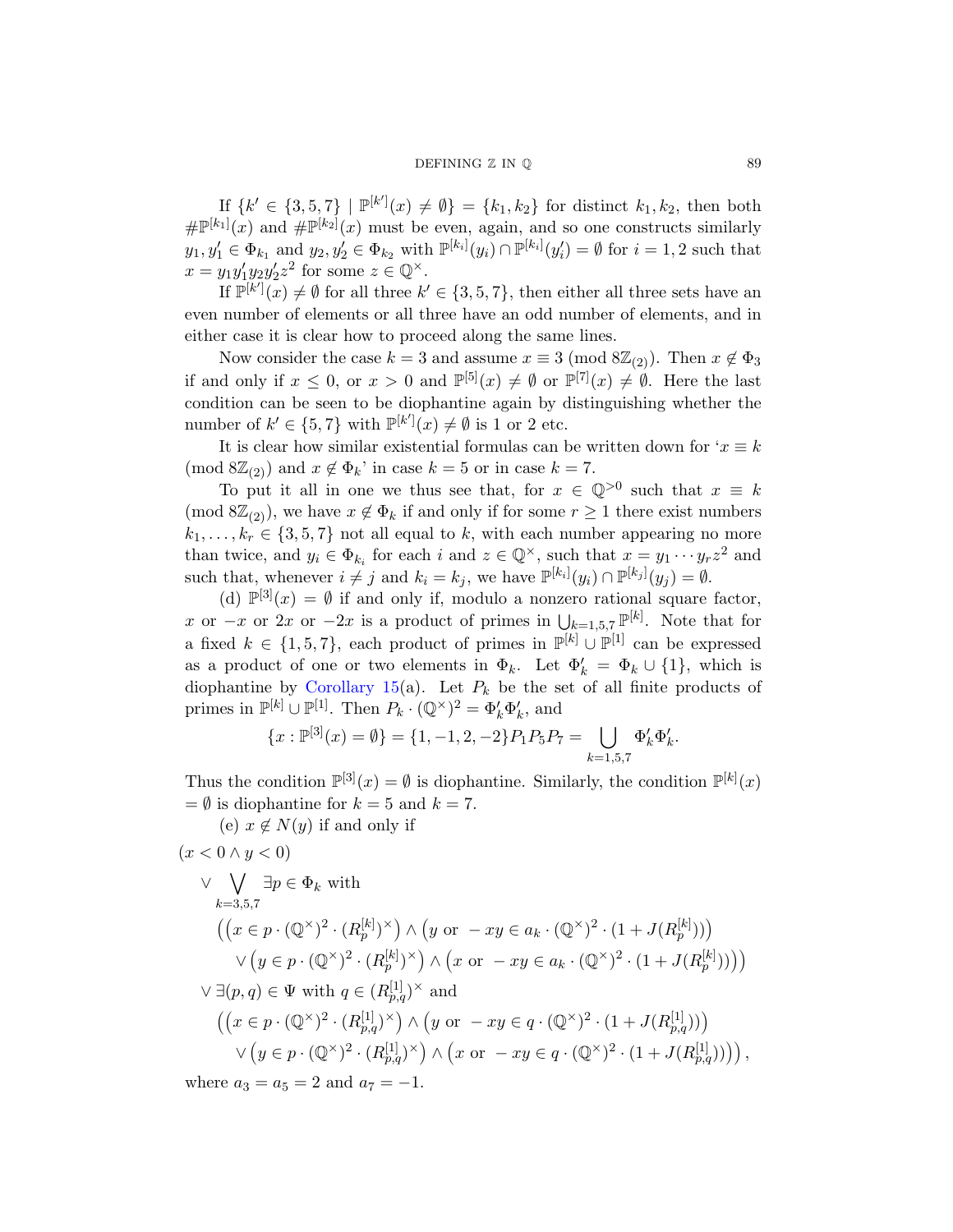If $\{k' \in \{3,5,7\} \mid \mathbb{P}^{[k']}(x) \neq \emptyset\} = \{k_1, k_2\}$ for distinct $k_1, k_2$, then both $\#\mathbb{P}^{[k_1]}(x)$ and $\#\mathbb{P}^{[k_2]}(x)$ must be even, again, and so one constructs similarly $y_1, y_1' \in \Phi_{k_1}$ and $y_2, y_2' \in \Phi_{k_2}$ with $\mathbb{P}^{[k_i]}(y_i) \cap \mathbb{P}^{[k_i]}(y_i') = \emptyset$ for $i = 1, 2$ such that $x = y_1 y_1' y_2 y_2' z^2$ for some $z \in \mathbb{Q}^\times$.

If $\mathbb{P}^{[k']}(x) \neq \emptyset$ for all three $k' \in \{3,5,7\}$, then either all three sets have an even number of elements or all three have an odd number of elements, and in either case it is clear how to proceed along the same lines.

Now consider the case $k = 3$ and assume $x \equiv 3 \pmod{8\mathbb{Z}_{(2)}}$. Then $x \notin \Phi_3$ if and only if $x \leq 0$, or $x > 0$ and $\mathbb{P}^{[5]}(x) \neq \emptyset$ or $\mathbb{P}^{[7]}(x) \neq \emptyset$. Here the last condition can be seen to be diophantine again by distinguishing whether the number of $k' \in \{5,7\}$ with $\mathbb{P}^{[k']}(x) \neq \emptyset$ is 1 or 2 etc.

It is clear how similar existential formulas can be written down for '$x \equiv k \pmod{8\mathbb{Z}_{(2)}}$ and $x \notin \Phi_k$' in case $k = 5$ or in case $k = 7$.

To put it all in one we thus see that, for $x \in \mathbb{Q}^{>0}$ such that $x \equiv k \pmod{8\mathbb{Z}_{(2)}}$, we have $x \notin \Phi_k$ if and only if for some $r \geq 1$ there exist numbers $k_1, \ldots, k_r \in \{3,5,7\}$ not all equal to $k$, with each number appearing no more than twice, and $y_i \in \Phi_{k_i}$ for each $i$ and $z \in \mathbb{Q}^\times$, such that $x = y_1 \cdots y_r z^2$ and such that, whenever $i \neq j$ and $k_i = k_j$, we have $\mathbb{P}^{[k_i]}(y_i) \cap \mathbb{P}^{[k_j]}(y_j) = \emptyset$.

(d) $\mathbb{P}^{[3]}(x) = \emptyset$ if and only if, modulo a nonzero rational square factor, $x$ or $-x$ or $2x$ or $-2x$ is a product of primes in $\bigcup_{k=1,5,7} \mathbb{P}^{[k]}$. Note that for a fixed $k \in \{1,5,7\}$, each product of primes in $\mathbb{P}^{[k]} \cup \mathbb{P}^{[1]}$ can be expressed as a product of one or two elements in $\Phi_k$. Let $\Phi_k' = \Phi_k \cup \{1\}$, which is diophantine by Corollary 15(a). Let $P_k$ be the set of all finite products of primes in $\mathbb{P}^{[k]} \cup \mathbb{P}^{[1]}$. Then $P_k \cdot (\mathbb{Q}^\times)^2 = \Phi_k' \Phi_k'$, and

$$\{x : \mathbb{P}^{[3]}(x) = \emptyset\} = \{1, -1, 2, -2\} P_1 P_5 P_7 = \bigcup_{k=1,5,7} \Phi_k' \Phi_k'.$$

Thus the condition $\mathbb{P}^{[3]}(x) = \emptyset$ is diophantine. Similarly, the condition $\mathbb{P}^{[k]}(x) = \emptyset$ is diophantine for $k = 5$ and $k = 7$.

(e) $x \notin N(y)$ if and only if

$$
\begin{aligned}
&(x < 0 \wedge y < 0) \\
&\quad \vee \bigvee_{k=3,5,7} \exists p \in \Phi_k \text{ with} \\
&\qquad \Big( \big(x \in p \cdot (\mathbb{Q}^\times)^2 \cdot (R_p^{[k]})^\times\big) \wedge \big(y \text{ or } -xy \in a_k \cdot (\mathbb{Q}^\times)^2 \cdot (1 + J(R_p^{[k]}))\big) \\
&\qquad\quad \vee \big(y \in p \cdot (\mathbb{Q}^\times)^2 \cdot (R_p^{[k]})^\times\big) \wedge \big(x \text{ or } -xy \in a_k \cdot (\mathbb{Q}^\times)^2 \cdot (1 + J(R_p^{[k]}))\big)\Big) \\
&\quad \vee \exists (p,q) \in \Psi \text{ with } q \in (R_{p,q}^{[1]})^\times \text{ and} \\
&\qquad \Big( \big(x \in p \cdot (\mathbb{Q}^\times)^2 \cdot (R_{p,q}^{[1]})^\times\big) \wedge \big(y \text{ or } -xy \in q \cdot (\mathbb{Q}^\times)^2 \cdot (1 + J(R_{p,q}^{[1]}))\big) \\
&\qquad\quad \vee \big(y \in p \cdot (\mathbb{Q}^\times)^2 \cdot (R_{p,q}^{[1]})^\times\big) \wedge \big(x \text{ or } -xy \in q \cdot (\mathbb{Q}^\times)^2 \cdot (1 + J(R_{p,q}^{[1]}))\big)\Big),
\end{aligned}
$$

where $a_3 = a_5 = 2$ and $a_7 = -1$.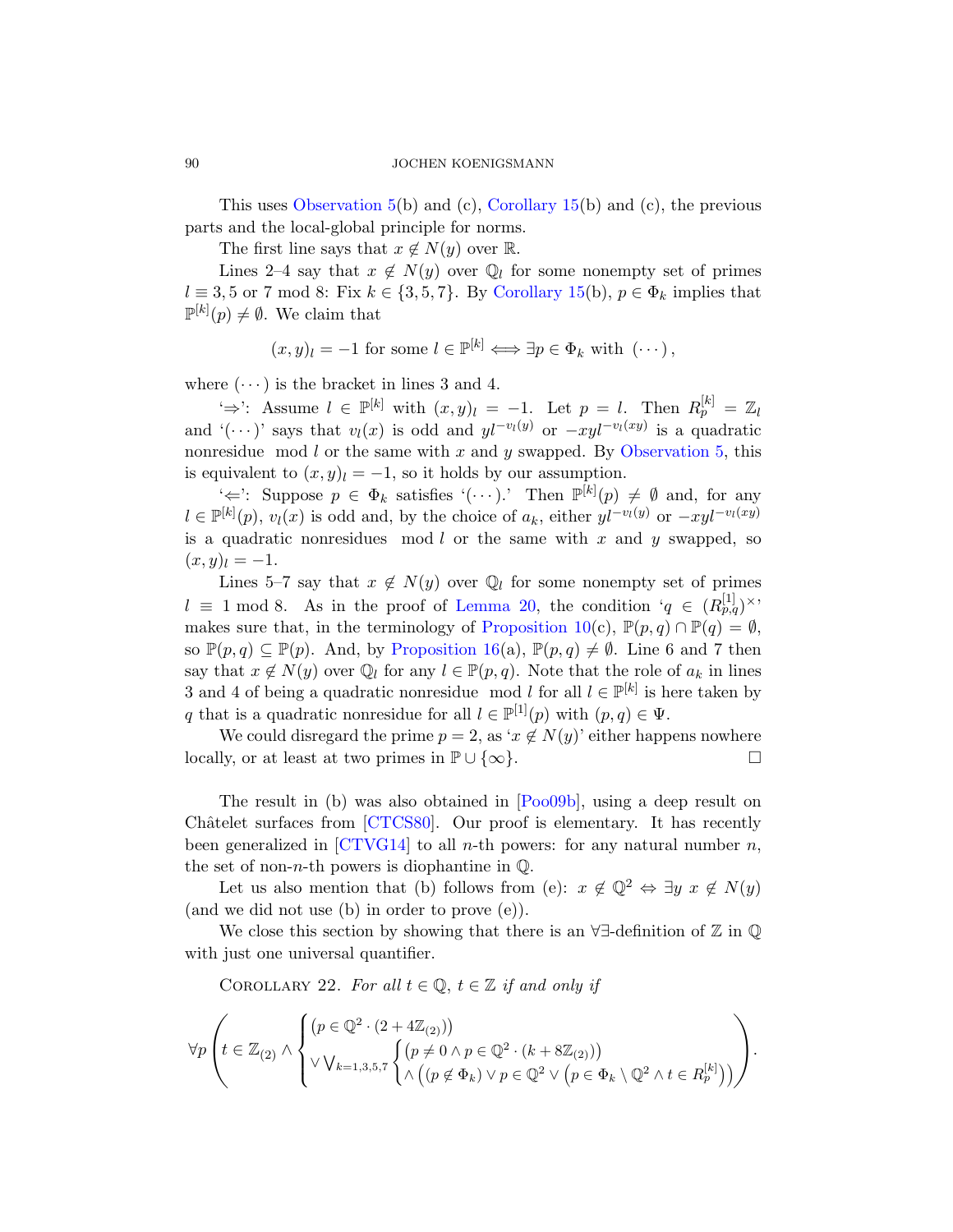This uses Observation 5(b) and (c), Corollary 15(b) and (c), the previous parts and the local-global principle for norms.

The first line says that $x \notin N(y)$ over $\mathbb{R}$.

Lines 2–4 say that $x \notin N(y)$ over $\mathbb{Q}_l$ for some nonempty set of primes $l \equiv 3, 5$ or $7 \bmod 8$: Fix $k \in \{3, 5, 7\}$. By Corollary 15(b), $p \in \Phi_k$ implies that $\mathbb{P}^{[k]}(p) \neq \emptyset$. We claim that

$$(x, y)_l = -1 \text{ for some } l \in \mathbb{P}^{[k]} \iff \exists p \in \Phi_k \text{ with } (\cdots),$$

where $(\cdots)$ is the bracket in lines 3 and 4.

'$\Rightarrow$': Assume $l \in \mathbb{P}^{[k]}$ with $(x, y)_l = -1$. Let $p = l$. Then $R_p^{[k]} = \mathbb{Z}_l$ and '$(\cdots)$' says that $v_l(x)$ is odd and $yl^{-v_l(y)}$ or $-xyl^{-v_l(xy)}$ is a quadratic nonresidue $\bmod\ l$ or the same with $x$ and $y$ swapped. By Observation 5, this is equivalent to $(x, y)_l = -1$, so it holds by our assumption.

'$\Leftarrow$': Suppose $p \in \Phi_k$ satisfies '$(\cdots)$.' Then $\mathbb{P}^{[k]}(p) \neq \emptyset$ and, for any $l \in \mathbb{P}^{[k]}(p)$, $v_l(x)$ is odd and, by the choice of $a_k$, either $yl^{-v_l(y)}$ or $-xyl^{-v_l(xy)}$ is a quadratic nonresidues $\bmod\ l$ or the same with $x$ and $y$ swapped, so $(x, y)_l = -1$.

Lines 5–7 say that $x \notin N(y)$ over $\mathbb{Q}_l$ for some nonempty set of primes $l \equiv 1 \bmod 8$. As in the proof of Lemma 20, the condition '$q \in (R_{p,q}^{[1]})^\times$' makes sure that, in the terminology of Proposition 10(c), $\mathbb{P}(p, q) \cap \mathbb{P}(q) = \emptyset$, so $\mathbb{P}(p, q) \subseteq \mathbb{P}(p)$. And, by Proposition 16(a), $\mathbb{P}(p, q) \neq \emptyset$. Line 6 and 7 then say that $x \notin N(y)$ over $\mathbb{Q}_l$ for any $l \in \mathbb{P}(p, q)$. Note that the role of $a_k$ in lines 3 and 4 of being a quadratic nonresidue $\bmod\ l$ for all $l \in \mathbb{P}^{[k]}$ is here taken by $q$ that is a quadratic nonresidue for all $l \in \mathbb{P}^{[1]}(p)$ with $(p, q) \in \Psi$.

We could disregard the prime $p = 2$, as '$x \notin N(y)$' either happens nowhere locally, or at least at two primes in $\mathbb{P} \cup \{\infty\}$. $\square$

The result in (b) was also obtained in [Poo09b], using a deep result on Châtelet surfaces from [CTCS80]. Our proof is elementary. It has recently been generalized in [CTVG14] to all $n$-th powers: for any natural number $n$, the set of non-$n$-th powers is diophantine in $\mathbb{Q}$.

Let us also mention that (b) follows from (e): $x \notin \mathbb{Q}^2 \Leftrightarrow \exists y\ x \notin N(y)$ (and we did not use (b) in order to prove (e)).

We close this section by showing that there is an $\forall\exists$-definition of $\mathbb{Z}$ in $\mathbb{Q}$ with just one universal quantifier.

Corollary 22. *For all $t \in \mathbb{Q}$, $t \in \mathbb{Z}$ if and only if*

$$\forall p \left( t \in \mathbb{Z}_{(2)} \wedge \begin{cases} \left(p \in \mathbb{Q}^2 \cdot (2 + 4\mathbb{Z}_{(2)})\right) \\ \vee \bigvee_{k=1,3,5,7} \begin{cases} \left(p \neq 0 \wedge p \in \mathbb{Q}^2 \cdot (k + 8\mathbb{Z}_{(2)})\right) \\ \wedge \left((p \notin \Phi_k) \vee p \in \mathbb{Q}^2 \vee \left(p \in \Phi_k \setminus \mathbb{Q}^2 \wedge t \in R_p^{[k]}\right)\right) \end{cases} \end{cases} \right).$$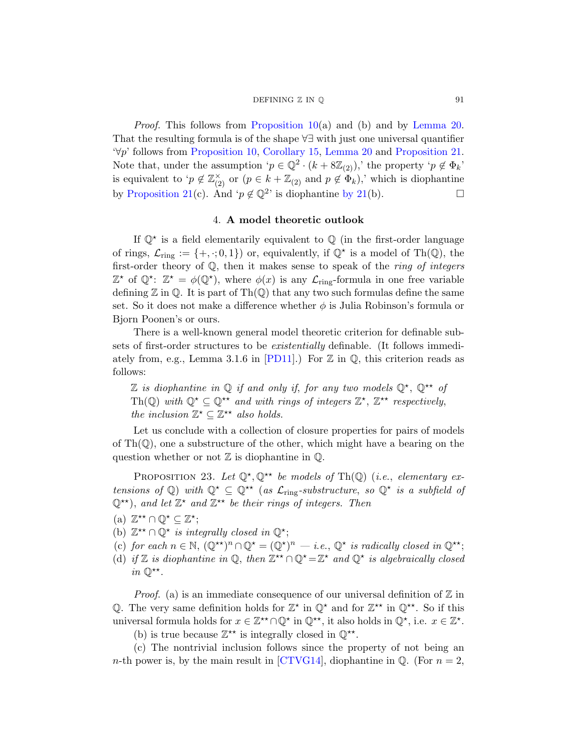*Proof.* This follows from Proposition 10(a) and (b) and by Lemma 20. That the resulting formula is of the shape $\forall\exists$ with just one universal quantifier '$\forall p$' follows from Proposition 10, Corollary 15, Lemma 20 and Proposition 21. Note that, under the assumption '$p \in \mathbb{Q}^2 \cdot (k + 8\mathbb{Z}_{(2)})$,' the property '$p \notin \Phi_k$' is equivalent to '$p \notin \mathbb{Z}_{(2)}^\times$ or ($p \in k + \mathbb{Z}_{(2)}$ and $p \notin \Phi_k$),' which is diophantine by Proposition 21(c). And '$p \notin \mathbb{Q}^2$' is diophantine by 21(b). □

## 4. A model theoretic outlook

If $\mathbb{Q}^\star$ is a field elementarily equivalent to $\mathbb{Q}$ (in the first-order language of rings, $\mathcal{L}_{\text{ring}} := \{+, \cdot; 0, 1\}$) or, equivalently, if $\mathbb{Q}^\star$ is a model of $\text{Th}(\mathbb{Q})$, the first-order theory of $\mathbb{Q}$, then it makes sense to speak of the *ring of integers* $\mathbb{Z}^\star$ of $\mathbb{Q}^\star$: $\mathbb{Z}^\star = \phi(\mathbb{Q}^\star)$, where $\phi(x)$ is any $\mathcal{L}_{\text{ring}}$-formula in one free variable defining $\mathbb{Z}$ in $\mathbb{Q}$. It is part of $\text{Th}(\mathbb{Q})$ that any two such formulas define the same set. So it does not make a difference whether $\phi$ is Julia Robinson's formula or Bjorn Poonen's or ours.

There is a well-known general model theoretic criterion for definable subsets of first-order structures to be *existentially* definable. (It follows immediately from, e.g., Lemma 3.1.6 in [PD11].) For $\mathbb{Z}$ in $\mathbb{Q}$, this criterion reads as follows:

> *$\mathbb{Z}$ is diophantine in $\mathbb{Q}$ if and only if, for any two models $\mathbb{Q}^\star$, $\mathbb{Q}^{\star\star}$ of $\text{Th}(\mathbb{Q})$ with $\mathbb{Q}^\star \subseteq \mathbb{Q}^{\star\star}$ and with rings of integers $\mathbb{Z}^\star$, $\mathbb{Z}^{\star\star}$ respectively, the inclusion $\mathbb{Z}^\star \subseteq \mathbb{Z}^{\star\star}$ also holds.*

Let us conclude with a collection of closure properties for pairs of models of $\text{Th}(\mathbb{Q})$, one a substructure of the other, which might have a bearing on the question whether or not $\mathbb{Z}$ is diophantine in $\mathbb{Q}$.

Proposition 23. *Let $\mathbb{Q}^\star, \mathbb{Q}^{\star\star}$ be models of $\text{Th}(\mathbb{Q})$ (i.e., elementary extensions of $\mathbb{Q}$) with $\mathbb{Q}^\star \subseteq \mathbb{Q}^{\star\star}$ (as $\mathcal{L}_{\text{ring}}$-substructure, so $\mathbb{Q}^\star$ is a subfield of $\mathbb{Q}^{\star\star}$), and let $\mathbb{Z}^\star$ and $\mathbb{Z}^{\star\star}$ be their rings of integers. Then*

(a) $\mathbb{Z}^{\star\star} \cap \mathbb{Q}^\star \subseteq \mathbb{Z}^\star$;
(b) *$\mathbb{Z}^{\star\star} \cap \mathbb{Q}^\star$ is integrally closed in $\mathbb{Q}^\star$;*
(c) *for each $n \in \mathbb{N}$, $(\mathbb{Q}^{\star\star})^n \cap \mathbb{Q}^\star = (\mathbb{Q}^\star)^n$ — i.e., $\mathbb{Q}^\star$ is radically closed in $\mathbb{Q}^{\star\star}$;*
(d) *if $\mathbb{Z}$ is diophantine in $\mathbb{Q}$, then $\mathbb{Z}^{\star\star} \cap \mathbb{Q}^\star = \mathbb{Z}^\star$ and $\mathbb{Q}^\star$ is algebraically closed in $\mathbb{Q}^{\star\star}$.*

*Proof.* (a) is an immediate consequence of our universal definition of $\mathbb{Z}$ in $\mathbb{Q}$. The very same definition holds for $\mathbb{Z}^\star$ in $\mathbb{Q}^\star$ and for $\mathbb{Z}^{\star\star}$ in $\mathbb{Q}^{\star\star}$. So if this universal formula holds for $x \in \mathbb{Z}^{\star\star} \cap \mathbb{Q}^\star$ in $\mathbb{Q}^{\star\star}$, it also holds in $\mathbb{Q}^\star$, i.e. $x \in \mathbb{Z}^\star$.

(b) is true because $\mathbb{Z}^{\star\star}$ is integrally closed in $\mathbb{Q}^{\star\star}$.

(c) The nontrivial inclusion follows since the property of not being an $n$-th power is, by the main result in [CTVG14], diophantine in $\mathbb{Q}$. (For $n = 2$,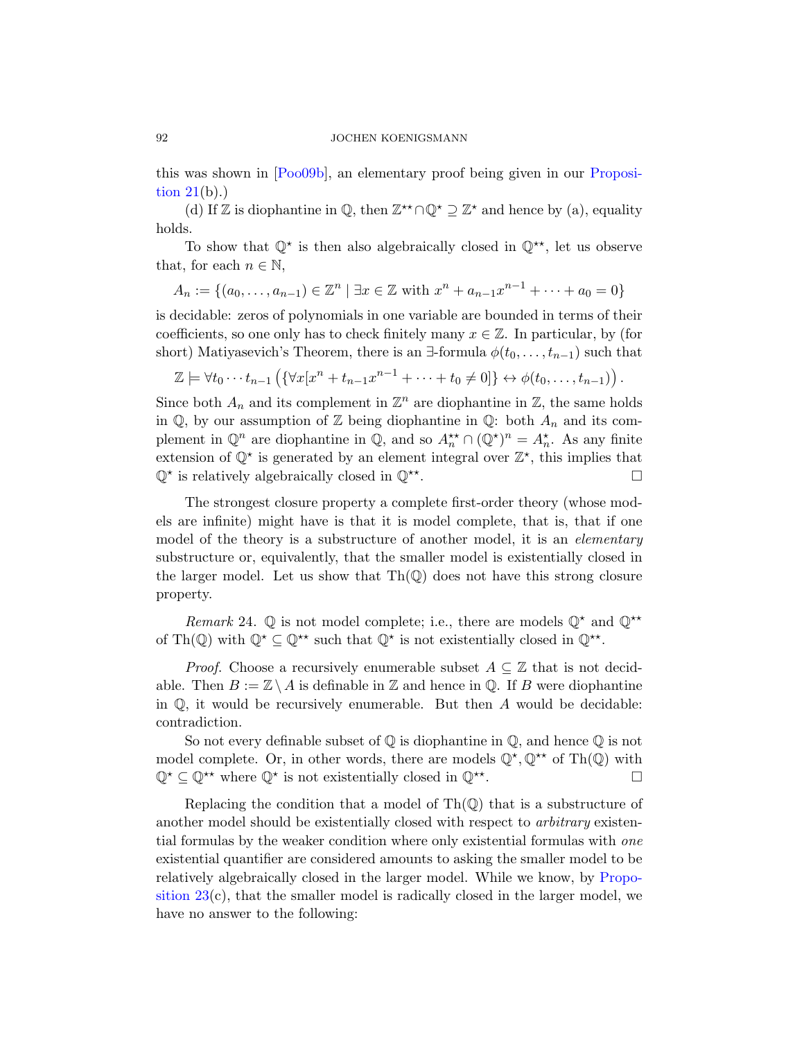this was shown in [Poo09b], an elementary proof being given in our Proposition 21(b).)

(d) If $\mathbb{Z}$ is diophantine in $\mathbb{Q}$, then $\mathbb{Z}^{\star\star} \cap \mathbb{Q}^\star \supseteq \mathbb{Z}^\star$ and hence by (a), equality holds.

To show that $\mathbb{Q}^\star$ is then also algebraically closed in $\mathbb{Q}^{\star\star}$, let us observe that, for each $n \in \mathbb{N}$,

$$A_n := \{(a_0, \ldots, a_{n-1}) \in \mathbb{Z}^n \mid \exists x \in \mathbb{Z} \text{ with } x^n + a_{n-1}x^{n-1} + \cdots + a_0 = 0\}$$

is decidable: zeros of polynomials in one variable are bounded in terms of their coefficients, so one only has to check finitely many $x \in \mathbb{Z}$. In particular, by (for short) Matiyasevich's Theorem, there is an $\exists$-formula $\phi(t_0, \ldots, t_{n-1})$ such that

$$\mathbb{Z} \models \forall t_0 \cdots t_{n-1} \left( \{\forall x[x^n + t_{n-1}x^{n-1} + \cdots + t_0 \neq 0]\} \leftrightarrow \phi(t_0, \ldots, t_{n-1}) \right).$$

Since both $A_n$ and its complement in $\mathbb{Z}^n$ are diophantine in $\mathbb{Z}$, the same holds in $\mathbb{Q}$, by our assumption of $\mathbb{Z}$ being diophantine in $\mathbb{Q}$: both $A_n$ and its complement in $\mathbb{Q}^n$ are diophantine in $\mathbb{Q}$, and so $A_n^{\star\star} \cap (\mathbb{Q}^\star)^n = A_n^\star$. As any finite extension of $\mathbb{Q}^\star$ is generated by an element integral over $\mathbb{Z}^\star$, this implies that $\mathbb{Q}^\star$ is relatively algebraically closed in $\mathbb{Q}^{\star\star}$. □

The strongest closure property a complete first-order theory (whose models are infinite) might have is that it is model complete, that is, that if one model of the theory is a substructure of another model, it is an *elementary* substructure or, equivalently, that the smaller model is existentially closed in the larger model. Let us show that $\mathrm{Th}(\mathbb{Q})$ does not have this strong closure property.

*Remark* 24. $\mathbb{Q}$ is not model complete; i.e., there are models $\mathbb{Q}^\star$ and $\mathbb{Q}^{\star\star}$ of $\mathrm{Th}(\mathbb{Q})$ with $\mathbb{Q}^\star \subseteq \mathbb{Q}^{\star\star}$ such that $\mathbb{Q}^\star$ is not existentially closed in $\mathbb{Q}^{\star\star}$.

*Proof.* Choose a recursively enumerable subset $A \subseteq \mathbb{Z}$ that is not decidable. Then $B := \mathbb{Z} \setminus A$ is definable in $\mathbb{Z}$ and hence in $\mathbb{Q}$. If $B$ were diophantine in $\mathbb{Q}$, it would be recursively enumerable. But then $A$ would be decidable: contradiction.

So not every definable subset of $\mathbb{Q}$ is diophantine in $\mathbb{Q}$, and hence $\mathbb{Q}$ is not model complete. Or, in other words, there are models $\mathbb{Q}^\star, \mathbb{Q}^{\star\star}$ of $\mathrm{Th}(\mathbb{Q})$ with $\mathbb{Q}^\star \subseteq \mathbb{Q}^{\star\star}$ where $\mathbb{Q}^\star$ is not existentially closed in $\mathbb{Q}^{\star\star}$. □

Replacing the condition that a model of $\mathrm{Th}(\mathbb{Q})$ that is a substructure of another model should be existentially closed with respect to *arbitrary* existential formulas by the weaker condition where only existential formulas with *one* existential quantifier are considered amounts to asking the smaller model to be relatively algebraically closed in the larger model. While we know, by Proposition 23(c), that the smaller model is radically closed in the larger model, we have no answer to the following: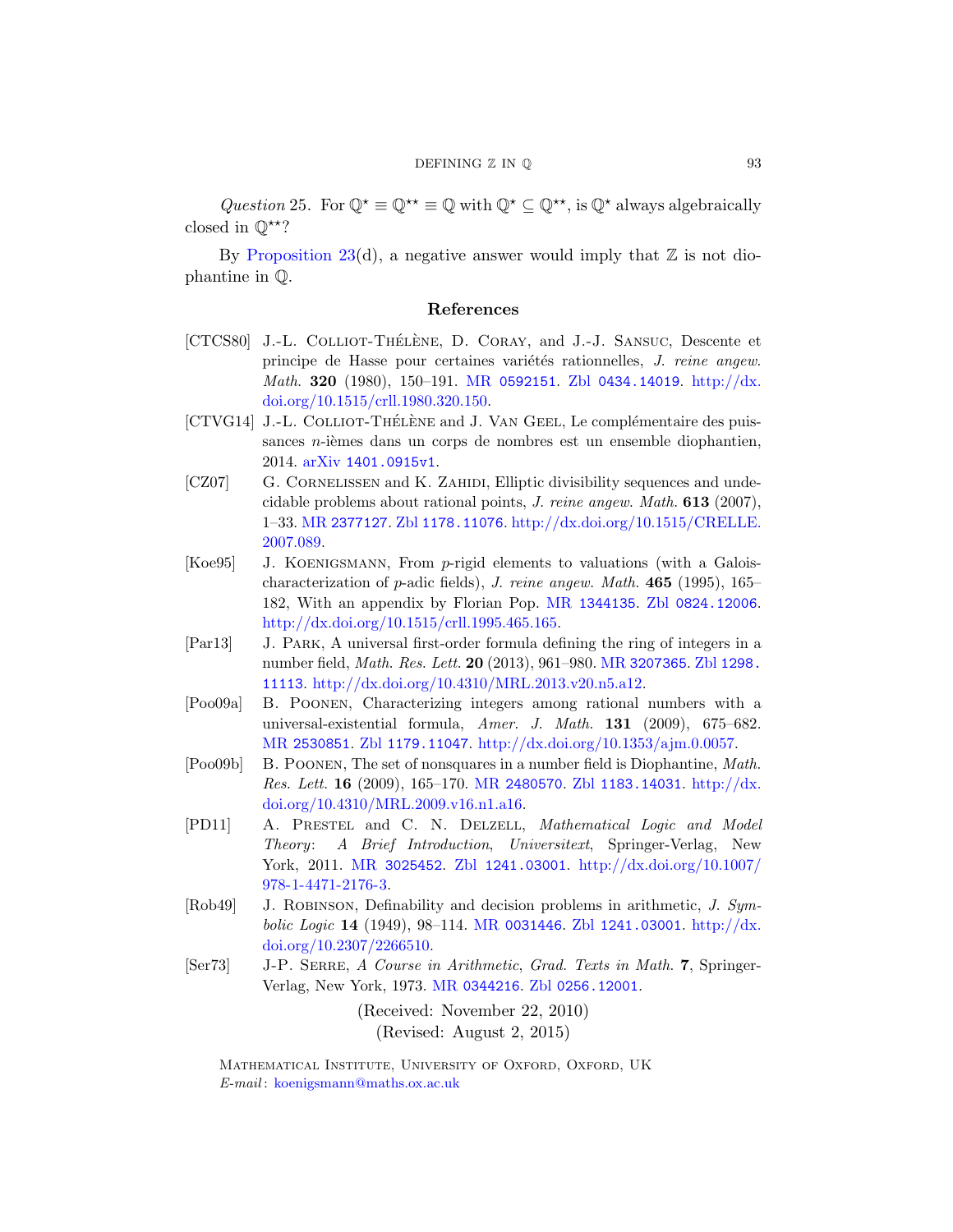*Question* 25. For $\mathbb{Q}^\star \equiv \mathbb{Q}^{\star\star} \equiv \mathbb{Q}$ with $\mathbb{Q}^\star \subseteq \mathbb{Q}^{\star\star}$, is $\mathbb{Q}^\star$ always algebraically closed in $\mathbb{Q}^{\star\star}$?

By Proposition 23(d), a negative answer would imply that $\mathbb{Z}$ is not diophantine in $\mathbb{Q}$.

## References

[CTCS80] J.-L. Colliot-Thélène, D. Coray, and J.-J. Sansuc, Descente et principe de Hasse pour certaines variétés rationnelles, *J. reine angew. Math.* **320** (1980), 150–191. MR 0592151. Zbl 0434.14019. http://dx.doi.org/10.1515/crll.1980.320.150.

[CTVG14] J.-L. Colliot-Thélène and J. Van Geel, Le complémentaire des puissances $n$-ièmes dans un corps de nombres est un ensemble diophantien, 2014. arXiv 1401.0915v1.

[CZ07] G. Cornelissen and K. Zahidi, Elliptic divisibility sequences and undecidable problems about rational points, *J. reine angew. Math.* **613** (2007), 1–33. MR 2377127. Zbl 1178.11076. http://dx.doi.org/10.1515/CRELLE.2007.089.

[Koe95] J. Koenigsmann, From $p$-rigid elements to valuations (with a Galois-characterization of $p$-adic fields), *J. reine angew. Math.* **465** (1995), 165–182, With an appendix by Florian Pop. MR 1344135. Zbl 0824.12006. http://dx.doi.org/10.1515/crll.1995.465.165.

[Par13] J. Park, A universal first-order formula defining the ring of integers in a number field, *Math. Res. Lett.* **20** (2013), 961–980. MR 3207365. Zbl 1298.11113. http://dx.doi.org/10.4310/MRL.2013.v20.n5.a12.

[Poo09a] B. Poonen, Characterizing integers among rational numbers with a universal-existential formula, *Amer. J. Math.* **131** (2009), 675–682. MR 2530851. Zbl 1179.11047. http://dx.doi.org/10.1353/ajm.0.0057.

[Poo09b] B. Poonen, The set of nonsquares in a number field is Diophantine, *Math. Res. Lett.* **16** (2009), 165–170. MR 2480570. Zbl 1183.14031. http://dx.doi.org/10.4310/MRL.2009.v16.n1.a16.

[PD11] A. Prestel and C. N. Delzell, *Mathematical Logic and Model Theory*: *A Brief Introduction*, *Universitext*, Springer-Verlag, New York, 2011. MR 3025452. Zbl 1241.03001. http://dx.doi.org/10.1007/978-1-4471-2176-3.

[Rob49] J. Robinson, Definability and decision problems in arithmetic, *J. Symbolic Logic* **14** (1949), 98–114. MR 0031446. Zbl 1241.03001. http://dx.doi.org/10.2307/2266510.

[Ser73] J-P. Serre, *A Course in Arithmetic*, *Grad. Texts in Math.* **7**, Springer-Verlag, New York, 1973. MR 0344216. Zbl 0256.12001.

(Received: November 22, 2010)
(Revised: August 2, 2015)

Mathematical Institute, University of Oxford, Oxford, UK
*E-mail*: koenigsmann@maths.ox.ac.uk